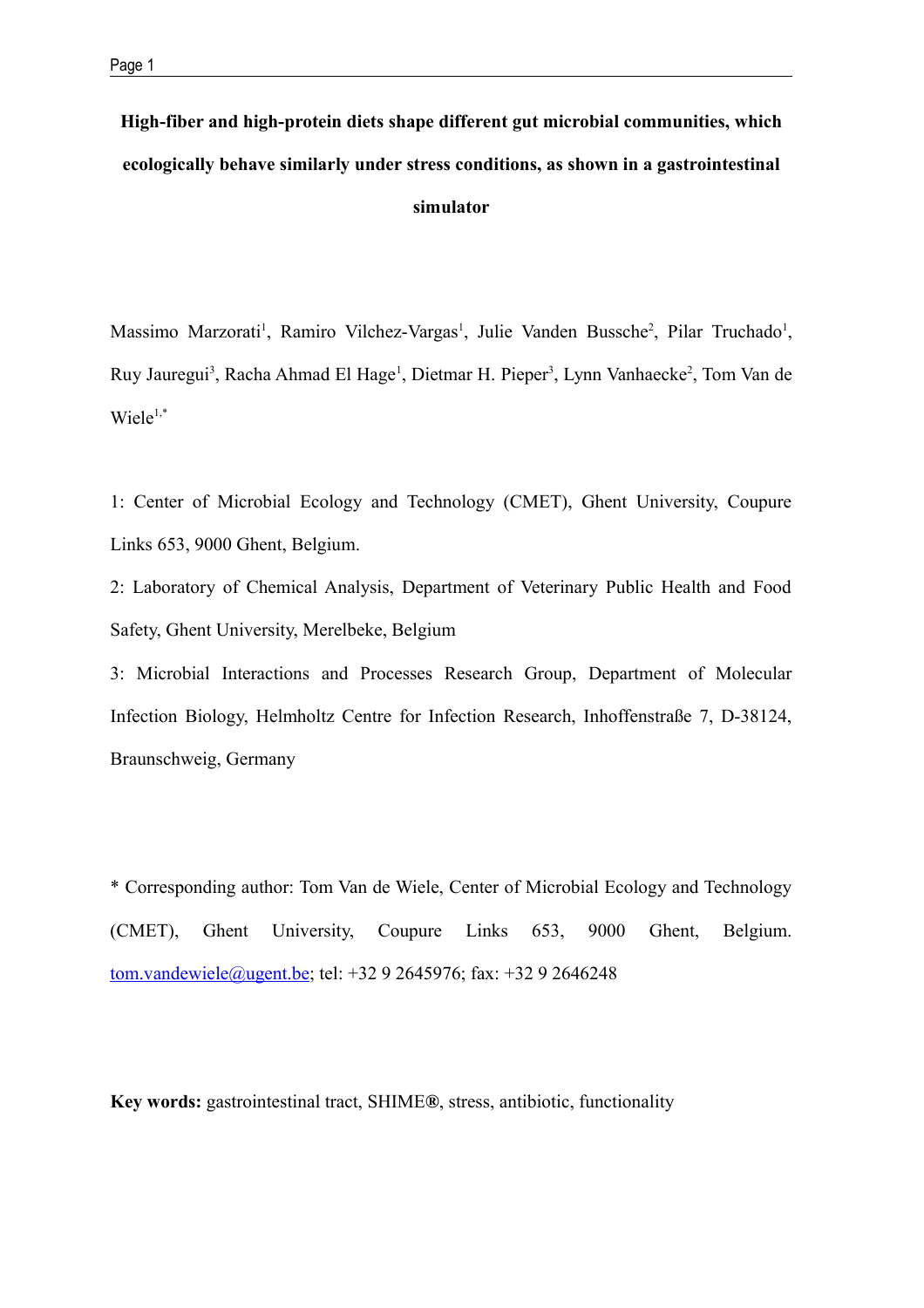# High-fiber and high-protein diets shape different gut microbial communities, which ecologically behave similarly under stress conditions, as shown in a gastrointestinal simulator

Massimo Marzorati[1], Ramiro Vilchez-Vargas[1], Julie Vanden Bussche[2], Pilar Truchado[1], Ruy Jauregui[3], Racha Ahmad El Hage[1], Dietmar H. Pieper[3], Lynn Vanhaecke[2], Tom Van de Wiele[1,*]

1: Center of Microbial Ecology and Technology (CMET), Ghent University, Coupure Links 653, 9000 Ghent, Belgium.

2: Laboratory of Chemical Analysis, Department of Veterinary Public Health and Food Safety, Ghent University, Merelbeke, Belgium

3: Microbial Interactions and Processes Research Group, Department of Molecular Infection Biology, Helmholtz Centre for Infection Research, Inhoffenstraße 7, D-38124, Braunschweig, Germany

* Corresponding author: Tom Van de Wiele, Center of Microbial Ecology and Technology (CMET), Ghent University, Coupure Links 653, 9000 Ghent, Belgium. tom.vandewiele@ugent.be; tel: +32 9 2645976; fax: +32 9 2646248

**Key words:** gastrointestinal tract, SHIME®, stress, antibiotic, functionality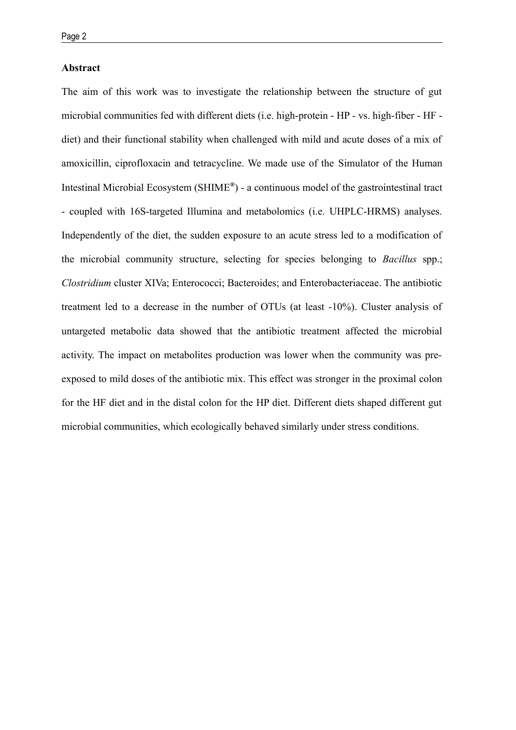## Abstract

The aim of this work was to investigate the relationship between the structure of gut microbial communities fed with different diets (i.e. high-protein - HP - vs. high-fiber - HF - diet) and their functional stability when challenged with mild and acute doses of a mix of amoxicillin, ciprofloxacin and tetracycline. We made use of the Simulator of the Human Intestinal Microbial Ecosystem (SHIME®) - a continuous model of the gastrointestinal tract - coupled with 16S-targeted Illumina and metabolomics (i.e. UHPLC-HRMS) analyses. Independently of the diet, the sudden exposure to an acute stress led to a modification of the microbial community structure, selecting for species belonging to *Bacillus* spp.; *Clostridium* cluster XIVa; Enterococci; Bacteroides; and Enterobacteriaceae. The antibiotic treatment led to a decrease in the number of OTUs (at least -10%). Cluster analysis of untargeted metabolic data showed that the antibiotic treatment affected the microbial activity. The impact on metabolites production was lower when the community was pre-exposed to mild doses of the antibiotic mix. This effect was stronger in the proximal colon for the HF diet and in the distal colon for the HP diet. Different diets shaped different gut microbial communities, which ecologically behaved similarly under stress conditions.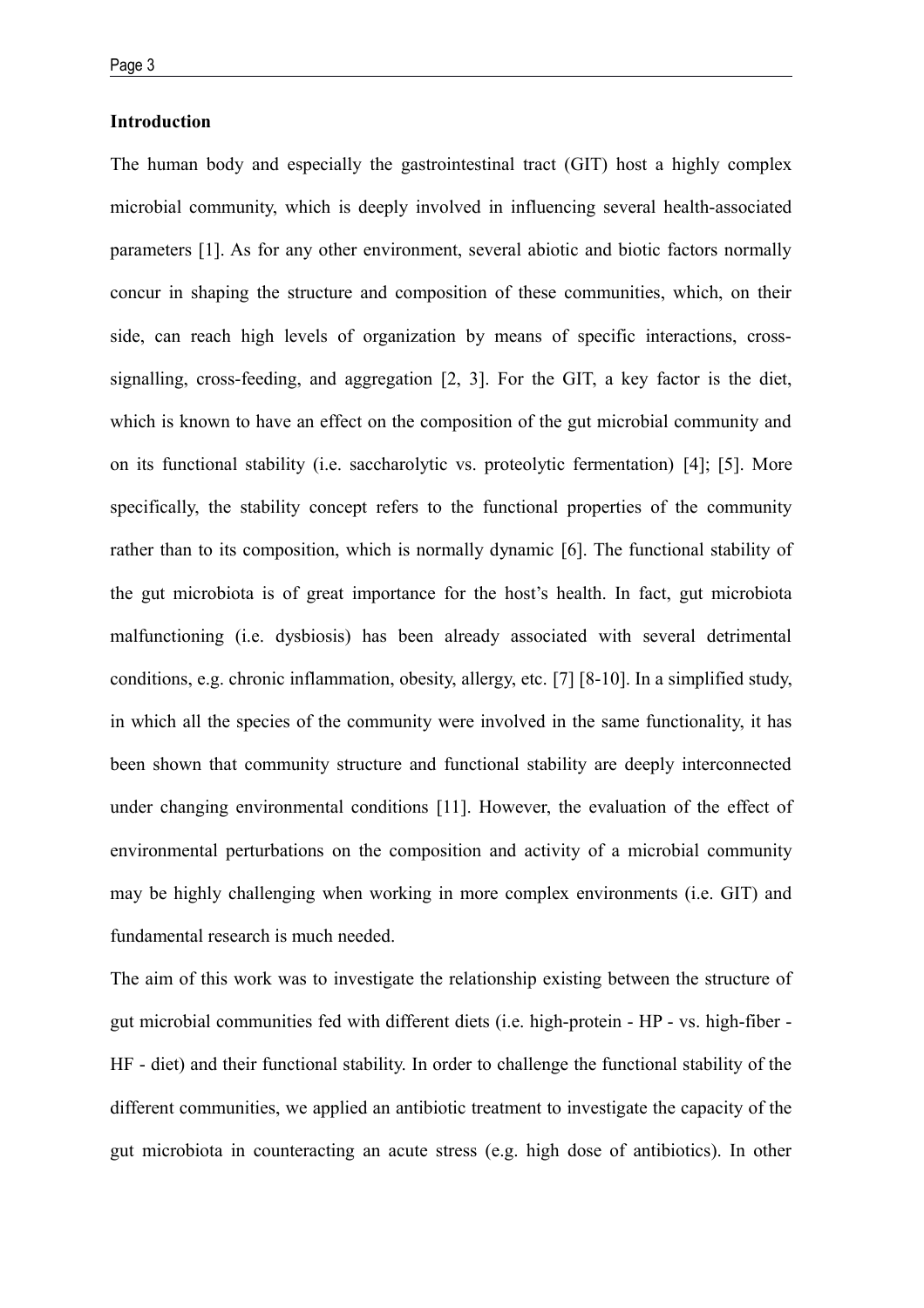**Introduction**

The human body and especially the gastrointestinal tract (GIT) host a highly complex microbial community, which is deeply involved in influencing several health-associated parameters [1]. As for any other environment, several abiotic and biotic factors normally concur in shaping the structure and composition of these communities, which, on their side, can reach high levels of organization by means of specific interactions, cross-signalling, cross-feeding, and aggregation [2, 3]. For the GIT, a key factor is the diet, which is known to have an effect on the composition of the gut microbial community and on its functional stability (i.e. saccharolytic vs. proteolytic fermentation) [4]; [5]. More specifically, the stability concept refers to the functional properties of the community rather than to its composition, which is normally dynamic [6]. The functional stability of the gut microbiota is of great importance for the host's health. In fact, gut microbiota malfunctioning (i.e. dysbiosis) has been already associated with several detrimental conditions, e.g. chronic inflammation, obesity, allergy, etc. [7] [8-10]. In a simplified study, in which all the species of the community were involved in the same functionality, it has been shown that community structure and functional stability are deeply interconnected under changing environmental conditions [11]. However, the evaluation of the effect of environmental perturbations on the composition and activity of a microbial community may be highly challenging when working in more complex environments (i.e. GIT) and fundamental research is much needed.

The aim of this work was to investigate the relationship existing between the structure of gut microbial communities fed with different diets (i.e. high-protein - HP - vs. high-fiber - HF - diet) and their functional stability. In order to challenge the functional stability of the different communities, we applied an antibiotic treatment to investigate the capacity of the gut microbiota in counteracting an acute stress (e.g. high dose of antibiotics). In other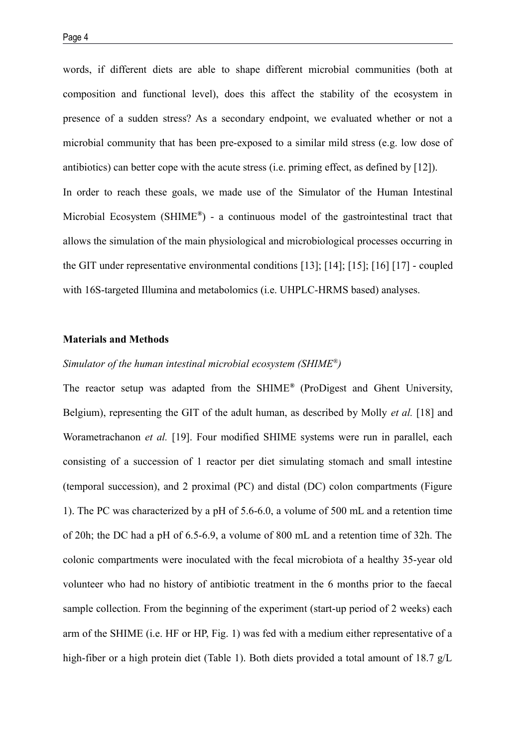words, if different diets are able to shape different microbial communities (both at composition and functional level), does this affect the stability of the ecosystem in presence of a sudden stress? As a secondary endpoint, we evaluated whether or not a microbial community that has been pre-exposed to a similar mild stress (e.g. low dose of antibiotics) can better cope with the acute stress (i.e. priming effect, as defined by [12]).

In order to reach these goals, we made use of the Simulator of the Human Intestinal Microbial Ecosystem (SHIME®) - a continuous model of the gastrointestinal tract that allows the simulation of the main physiological and microbiological processes occurring in the GIT under representative environmental conditions [13]; [14]; [15]; [16] [17] - coupled with 16S-targeted Illumina and metabolomics (i.e. UHPLC-HRMS based) analyses.

## Materials and Methods

### *Simulator of the human intestinal microbial ecosystem (SHIME®)*

The reactor setup was adapted from the SHIME® (ProDigest and Ghent University, Belgium), representing the GIT of the adult human, as described by Molly *et al.* [18] and Worametrachanon *et al.* [19]. Four modified SHIME systems were run in parallel, each consisting of a succession of 1 reactor per diet simulating stomach and small intestine (temporal succession), and 2 proximal (PC) and distal (DC) colon compartments (Figure 1). The PC was characterized by a pH of 5.6-6.0, a volume of 500 mL and a retention time of 20h; the DC had a pH of 6.5-6.9, a volume of 800 mL and a retention time of 32h. The colonic compartments were inoculated with the fecal microbiota of a healthy 35-year old volunteer who had no history of antibiotic treatment in the 6 months prior to the faecal sample collection. From the beginning of the experiment (start-up period of 2 weeks) each arm of the SHIME (i.e. HF or HP, Fig. 1) was fed with a medium either representative of a high-fiber or a high protein diet (Table 1). Both diets provided a total amount of 18.7 g/L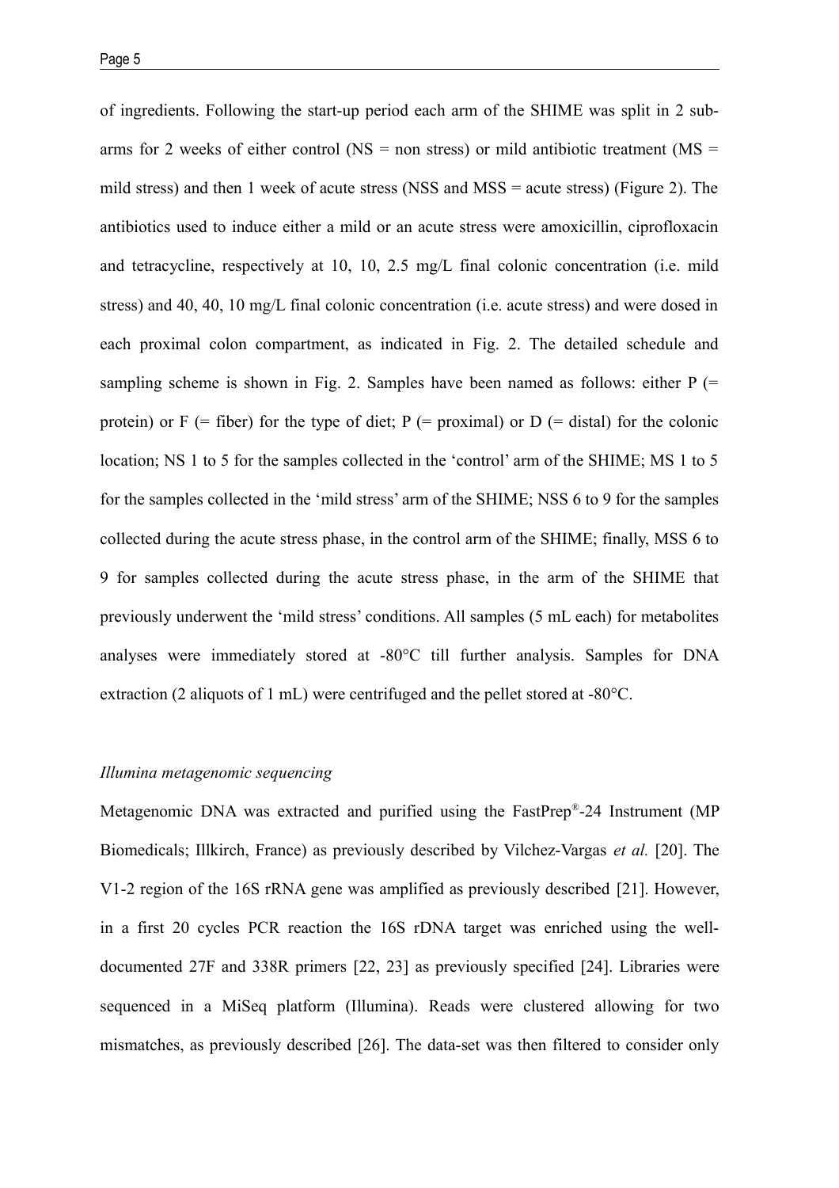of ingredients. Following the start-up period each arm of the SHIME was split in 2 sub-arms for 2 weeks of either control (NS = non stress) or mild antibiotic treatment (MS = mild stress) and then 1 week of acute stress (NSS and MSS = acute stress) (Figure 2). The antibiotics used to induce either a mild or an acute stress were amoxicillin, ciprofloxacin and tetracycline, respectively at 10, 10, 2.5 mg/L final colonic concentration (i.e. mild stress) and 40, 40, 10 mg/L final colonic concentration (i.e. acute stress) and were dosed in each proximal colon compartment, as indicated in Fig. 2. The detailed schedule and sampling scheme is shown in Fig. 2. Samples have been named as follows: either P (= protein) or F (= fiber) for the type of diet; P (= proximal) or D (= distal) for the colonic location; NS 1 to 5 for the samples collected in the 'control' arm of the SHIME; MS 1 to 5 for the samples collected in the 'mild stress' arm of the SHIME; NSS 6 to 9 for the samples collected during the acute stress phase, in the control arm of the SHIME; finally, MSS 6 to 9 for samples collected during the acute stress phase, in the arm of the SHIME that previously underwent the 'mild stress' conditions. All samples (5 mL each) for metabolites analyses were immediately stored at -80°C till further analysis. Samples for DNA extraction (2 aliquots of 1 mL) were centrifuged and the pellet stored at -80°C.

*Illumina metagenomic sequencing*

Metagenomic DNA was extracted and purified using the FastPrep®-24 Instrument (MP Biomedicals; Illkirch, France) as previously described by Vilchez-Vargas *et al.* [20]. The V1-2 region of the 16S rRNA gene was amplified as previously described [21]. However, in a first 20 cycles PCR reaction the 16S rDNA target was enriched using the well-documented 27F and 338R primers [22, 23] as previously specified [24]. Libraries were sequenced in a MiSeq platform (Illumina). Reads were clustered allowing for two mismatches, as previously described [26]. The data-set was then filtered to consider only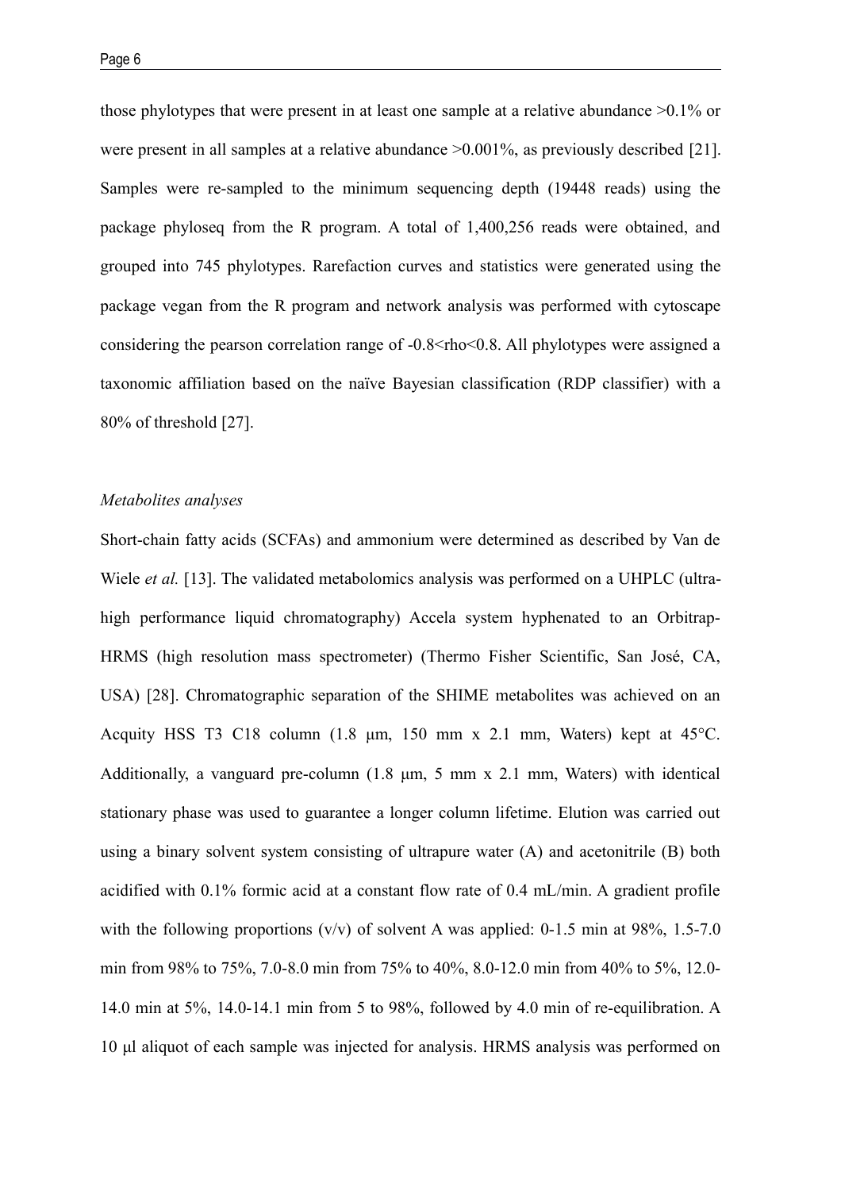those phylotypes that were present in at least one sample at a relative abundance >0.1% or were present in all samples at a relative abundance >0.001%, as previously described [21]. Samples were re-sampled to the minimum sequencing depth (19448 reads) using the package phyloseq from the R program. A total of 1,400,256 reads were obtained, and grouped into 745 phylotypes. Rarefaction curves and statistics were generated using the package vegan from the R program and network analysis was performed with cytoscape considering the pearson correlation range of -0.8<rho<0.8. All phylotypes were assigned a taxonomic affiliation based on the naïve Bayesian classification (RDP classifier) with a 80% of threshold [27].

*Metabolites analyses*

Short-chain fatty acids (SCFAs) and ammonium were determined as described by Van de Wiele *et al.* [13]. The validated metabolomics analysis was performed on a UHPLC (ultra-high performance liquid chromatography) Accela system hyphenated to an Orbitrap-HRMS (high resolution mass spectrometer) (Thermo Fisher Scientific, San José, CA, USA) [28]. Chromatographic separation of the SHIME metabolites was achieved on an Acquity HSS T3 C18 column (1.8 μm, 150 mm x 2.1 mm, Waters) kept at 45°C. Additionally, a vanguard pre-column (1.8 μm, 5 mm x 2.1 mm, Waters) with identical stationary phase was used to guarantee a longer column lifetime. Elution was carried out using a binary solvent system consisting of ultrapure water (A) and acetonitrile (B) both acidified with 0.1% formic acid at a constant flow rate of 0.4 mL/min. A gradient profile with the following proportions (v/v) of solvent A was applied: 0-1.5 min at 98%, 1.5-7.0 min from 98% to 75%, 7.0-8.0 min from 75% to 40%, 8.0-12.0 min from 40% to 5%, 12.0-14.0 min at 5%, 14.0-14.1 min from 5 to 98%, followed by 4.0 min of re-equilibration. A 10 μl aliquot of each sample was injected for analysis. HRMS analysis was performed on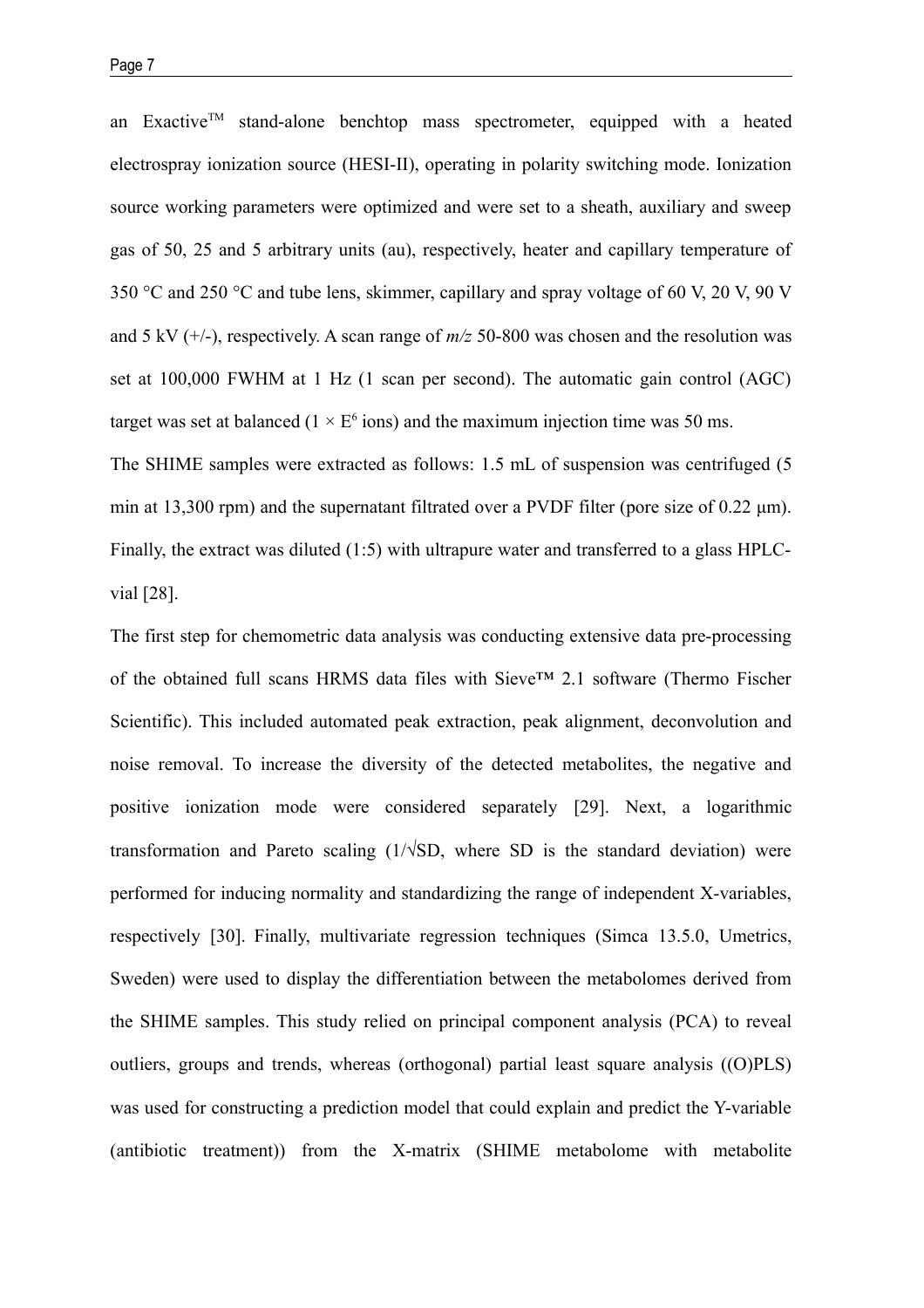an Exactive™ stand-alone benchtop mass spectrometer, equipped with a heated electrospray ionization source (HESI-II), operating in polarity switching mode. Ionization source working parameters were optimized and were set to a sheath, auxiliary and sweep gas of 50, 25 and 5 arbitrary units (au), respectively, heater and capillary temperature of 350 °C and 250 °C and tube lens, skimmer, capillary and spray voltage of 60 V, 20 V, 90 V and 5 kV (+/-), respectively. A scan range of *m/z* 50-800 was chosen and the resolution was set at 100,000 FWHM at 1 Hz (1 scan per second). The automatic gain control (AGC) target was set at balanced ($1 \times E^6$ ions) and the maximum injection time was 50 ms.

The SHIME samples were extracted as follows: 1.5 mL of suspension was centrifuged (5 min at 13,300 rpm) and the supernatant filtrated over a PVDF filter (pore size of 0.22 μm). Finally, the extract was diluted (1:5) with ultrapure water and transferred to a glass HPLC-vial [28].

The first step for chemometric data analysis was conducting extensive data pre-processing of the obtained full scans HRMS data files with Sieve™ 2.1 software (Thermo Fischer Scientific). This included automated peak extraction, peak alignment, deconvolution and noise removal. To increase the diversity of the detected metabolites, the negative and positive ionization mode were considered separately [29]. Next, a logarithmic transformation and Pareto scaling ($1/\sqrt{SD}$, where SD is the standard deviation) were performed for inducing normality and standardizing the range of independent X-variables, respectively [30]. Finally, multivariate regression techniques (Simca 13.5.0, Umetrics, Sweden) were used to display the differentiation between the metabolomes derived from the SHIME samples. This study relied on principal component analysis (PCA) to reveal outliers, groups and trends, whereas (orthogonal) partial least square analysis ((O)PLS) was used for constructing a prediction model that could explain and predict the Y-variable (antibiotic treatment)) from the X-matrix (SHIME metabolome with metabolite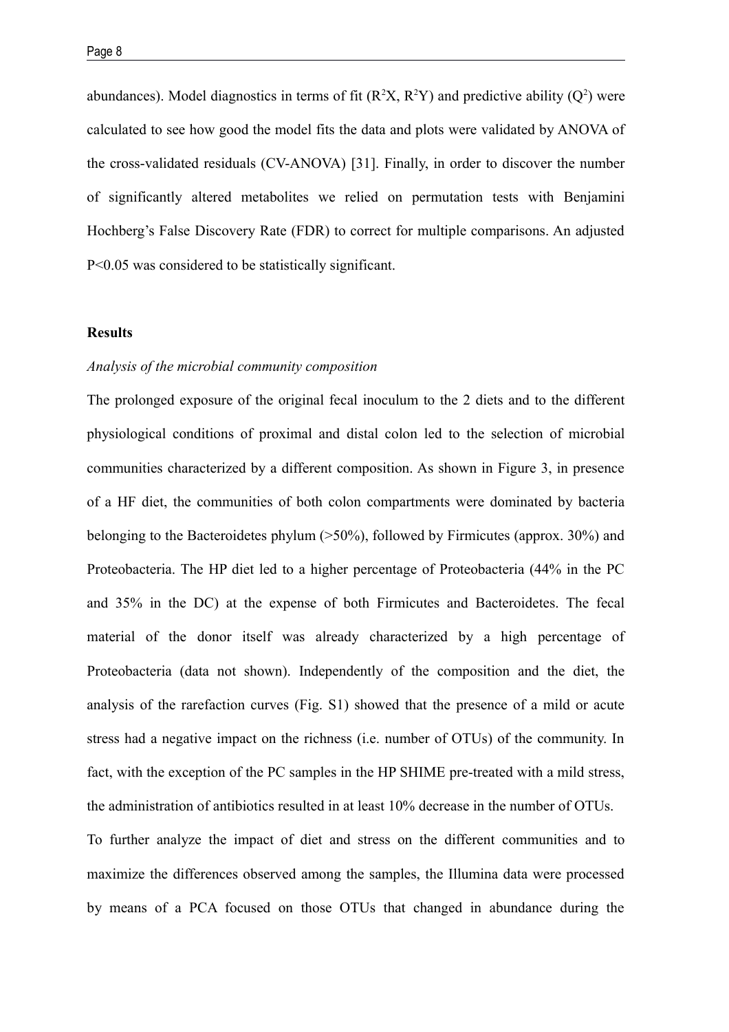abundances). Model diagnostics in terms of fit ($R^2X$, $R^2Y$) and predictive ability ($Q^2$) were calculated to see how good the model fits the data and plots were validated by ANOVA of the cross-validated residuals (CV-ANOVA) [31]. Finally, in order to discover the number of significantly altered metabolites we relied on permutation tests with Benjamini Hochberg's False Discovery Rate (FDR) to correct for multiple comparisons. An adjusted $P<0.05$ was considered to be statistically significant.

## Results

### *Analysis of the microbial community composition*

The prolonged exposure of the original fecal inoculum to the 2 diets and to the different physiological conditions of proximal and distal colon led to the selection of microbial communities characterized by a different composition. As shown in Figure 3, in presence of a HF diet, the communities of both colon compartments were dominated by bacteria belonging to the Bacteroidetes phylum (>50%), followed by Firmicutes (approx. 30%) and Proteobacteria. The HP diet led to a higher percentage of Proteobacteria (44% in the PC and 35% in the DC) at the expense of both Firmicutes and Bacteroidetes. The fecal material of the donor itself was already characterized by a high percentage of Proteobacteria (data not shown). Independently of the composition and the diet, the analysis of the rarefaction curves (Fig. S1) showed that the presence of a mild or acute stress had a negative impact on the richness (i.e. number of OTUs) of the community. In fact, with the exception of the PC samples in the HP SHIME pre-treated with a mild stress, the administration of antibiotics resulted in at least 10% decrease in the number of OTUs.

To further analyze the impact of diet and stress on the different communities and to maximize the differences observed among the samples, the Illumina data were processed by means of a PCA focused on those OTUs that changed in abundance during the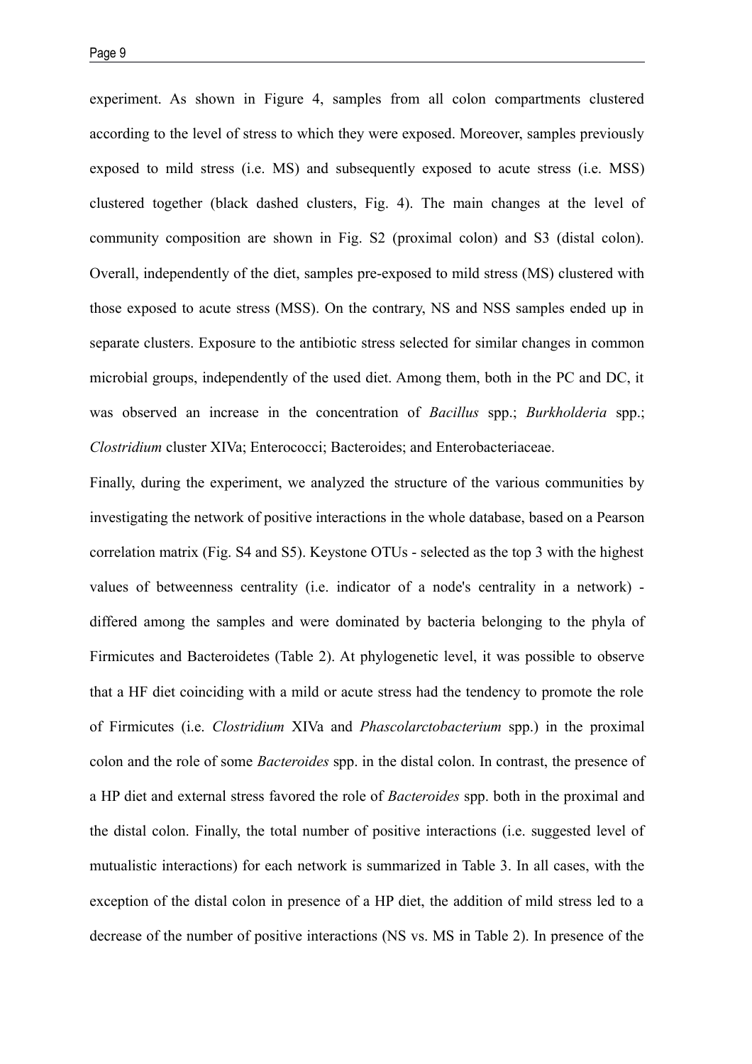experiment. As shown in Figure 4, samples from all colon compartments clustered according to the level of stress to which they were exposed. Moreover, samples previously exposed to mild stress (i.e. MS) and subsequently exposed to acute stress (i.e. MSS) clustered together (black dashed clusters, Fig. 4). The main changes at the level of community composition are shown in Fig. S2 (proximal colon) and S3 (distal colon). Overall, independently of the diet, samples pre-exposed to mild stress (MS) clustered with those exposed to acute stress (MSS). On the contrary, NS and NSS samples ended up in separate clusters. Exposure to the antibiotic stress selected for similar changes in common microbial groups, independently of the used diet. Among them, both in the PC and DC, it was observed an increase in the concentration of *Bacillus* spp.; *Burkholderia* spp.; *Clostridium* cluster XIVa; Enterococci; Bacteroides; and Enterobacteriaceae.

Finally, during the experiment, we analyzed the structure of the various communities by investigating the network of positive interactions in the whole database, based on a Pearson correlation matrix (Fig. S4 and S5). Keystone OTUs - selected as the top 3 with the highest values of betweenness centrality (i.e. indicator of a node's centrality in a network) - differed among the samples and were dominated by bacteria belonging to the phyla of Firmicutes and Bacteroidetes (Table 2). At phylogenetic level, it was possible to observe that a HF diet coinciding with a mild or acute stress had the tendency to promote the role of Firmicutes (i.e. *Clostridium* XIVa and *Phascolarctobacterium* spp.) in the proximal colon and the role of some *Bacteroides* spp. in the distal colon. In contrast, the presence of a HP diet and external stress favored the role of *Bacteroides* spp. both in the proximal and the distal colon. Finally, the total number of positive interactions (i.e. suggested level of mutualistic interactions) for each network is summarized in Table 3. In all cases, with the exception of the distal colon in presence of a HP diet, the addition of mild stress led to a decrease of the number of positive interactions (NS vs. MS in Table 2). In presence of the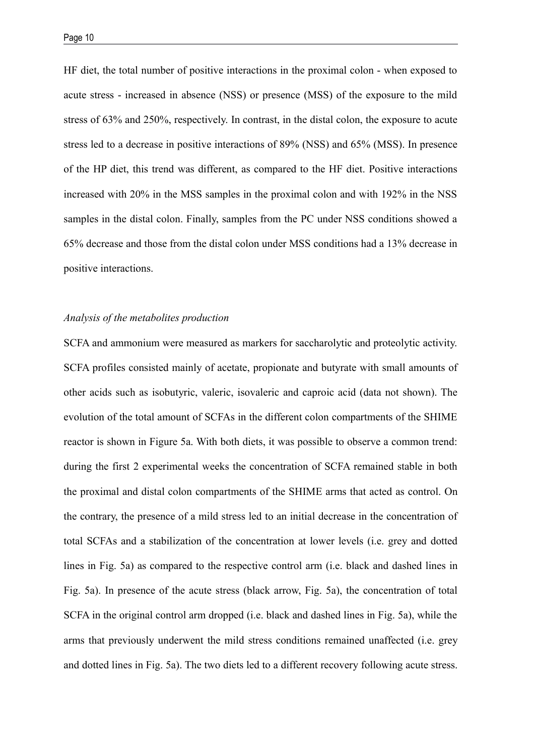HF diet, the total number of positive interactions in the proximal colon - when exposed to acute stress - increased in absence (NSS) or presence (MSS) of the exposure to the mild stress of 63% and 250%, respectively. In contrast, in the distal colon, the exposure to acute stress led to a decrease in positive interactions of 89% (NSS) and 65% (MSS). In presence of the HP diet, this trend was different, as compared to the HF diet. Positive interactions increased with 20% in the MSS samples in the proximal colon and with 192% in the NSS samples in the distal colon. Finally, samples from the PC under NSS conditions showed a 65% decrease and those from the distal colon under MSS conditions had a 13% decrease in positive interactions.

*Analysis of the metabolites production*

SCFA and ammonium were measured as markers for saccharolytic and proteolytic activity. SCFA profiles consisted mainly of acetate, propionate and butyrate with small amounts of other acids such as isobutyric, valeric, isovaleric and caproic acid (data not shown). The evolution of the total amount of SCFAs in the different colon compartments of the SHIME reactor is shown in Figure 5a. With both diets, it was possible to observe a common trend: during the first 2 experimental weeks the concentration of SCFA remained stable in both the proximal and distal colon compartments of the SHIME arms that acted as control. On the contrary, the presence of a mild stress led to an initial decrease in the concentration of total SCFAs and a stabilization of the concentration at lower levels (i.e. grey and dotted lines in Fig. 5a) as compared to the respective control arm (i.e. black and dashed lines in Fig. 5a). In presence of the acute stress (black arrow, Fig. 5a), the concentration of total SCFA in the original control arm dropped (i.e. black and dashed lines in Fig. 5a), while the arms that previously underwent the mild stress conditions remained unaffected (i.e. grey and dotted lines in Fig. 5a). The two diets led to a different recovery following acute stress.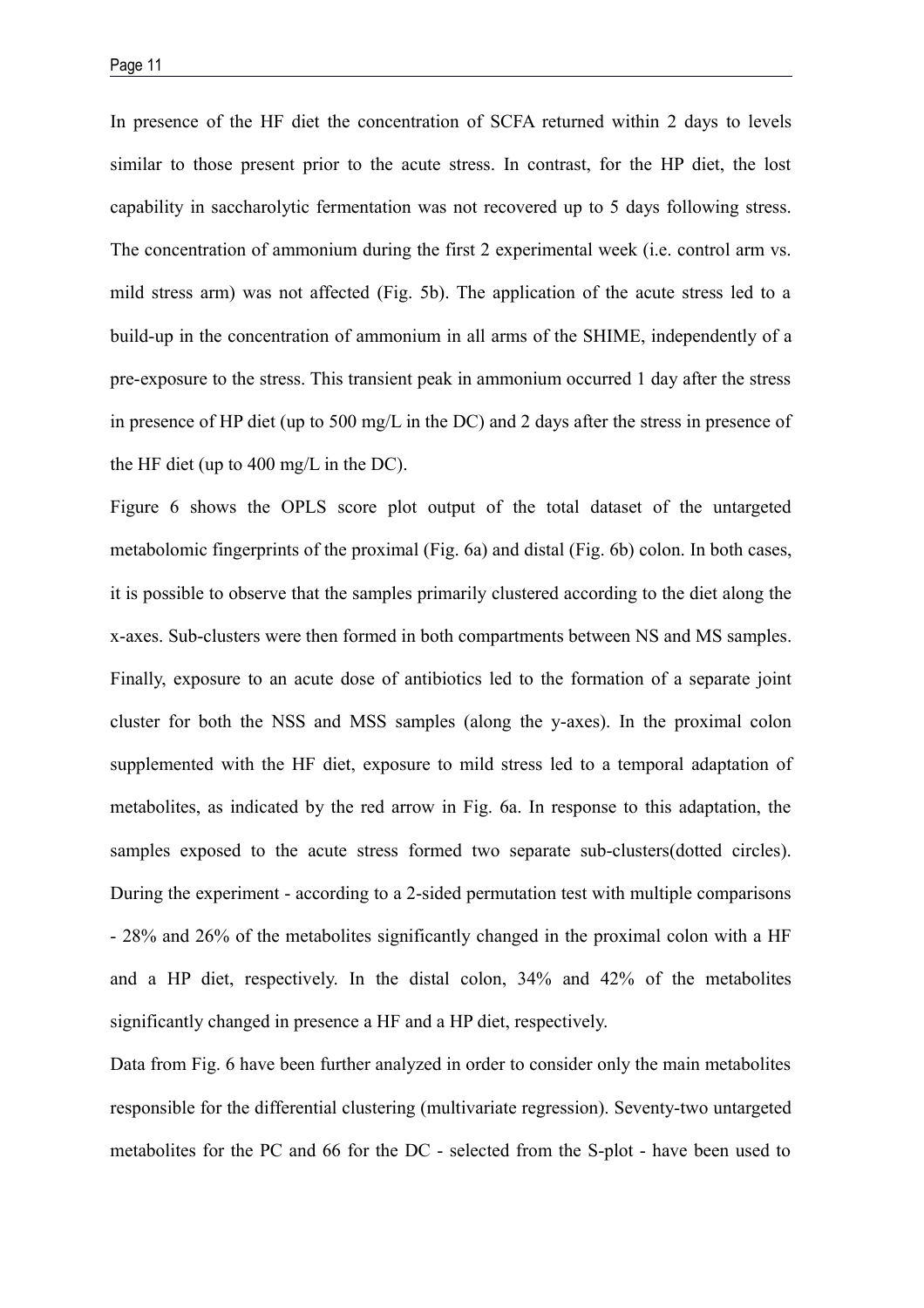In presence of the HF diet the concentration of SCFA returned within 2 days to levels similar to those present prior to the acute stress. In contrast, for the HP diet, the lost capability in saccharolytic fermentation was not recovered up to 5 days following stress. The concentration of ammonium during the first 2 experimental week (i.e. control arm vs. mild stress arm) was not affected (Fig. 5b). The application of the acute stress led to a build-up in the concentration of ammonium in all arms of the SHIME, independently of a pre-exposure to the stress. This transient peak in ammonium occurred 1 day after the stress in presence of HP diet (up to 500 mg/L in the DC) and 2 days after the stress in presence of the HF diet (up to 400 mg/L in the DC).

Figure 6 shows the OPLS score plot output of the total dataset of the untargeted metabolomic fingerprints of the proximal (Fig. 6a) and distal (Fig. 6b) colon. In both cases, it is possible to observe that the samples primarily clustered according to the diet along the x-axes. Sub-clusters were then formed in both compartments between NS and MS samples. Finally, exposure to an acute dose of antibiotics led to the formation of a separate joint cluster for both the NSS and MSS samples (along the y-axes). In the proximal colon supplemented with the HF diet, exposure to mild stress led to a temporal adaptation of metabolites, as indicated by the red arrow in Fig. 6a. In response to this adaptation, the samples exposed to the acute stress formed two separate sub-clusters(dotted circles). During the experiment - according to a 2-sided permutation test with multiple comparisons - 28% and 26% of the metabolites significantly changed in the proximal colon with a HF and a HP diet, respectively. In the distal colon, 34% and 42% of the metabolites significantly changed in presence a HF and a HP diet, respectively.

Data from Fig. 6 have been further analyzed in order to consider only the main metabolites responsible for the differential clustering (multivariate regression). Seventy-two untargeted metabolites for the PC and 66 for the DC - selected from the S-plot - have been used to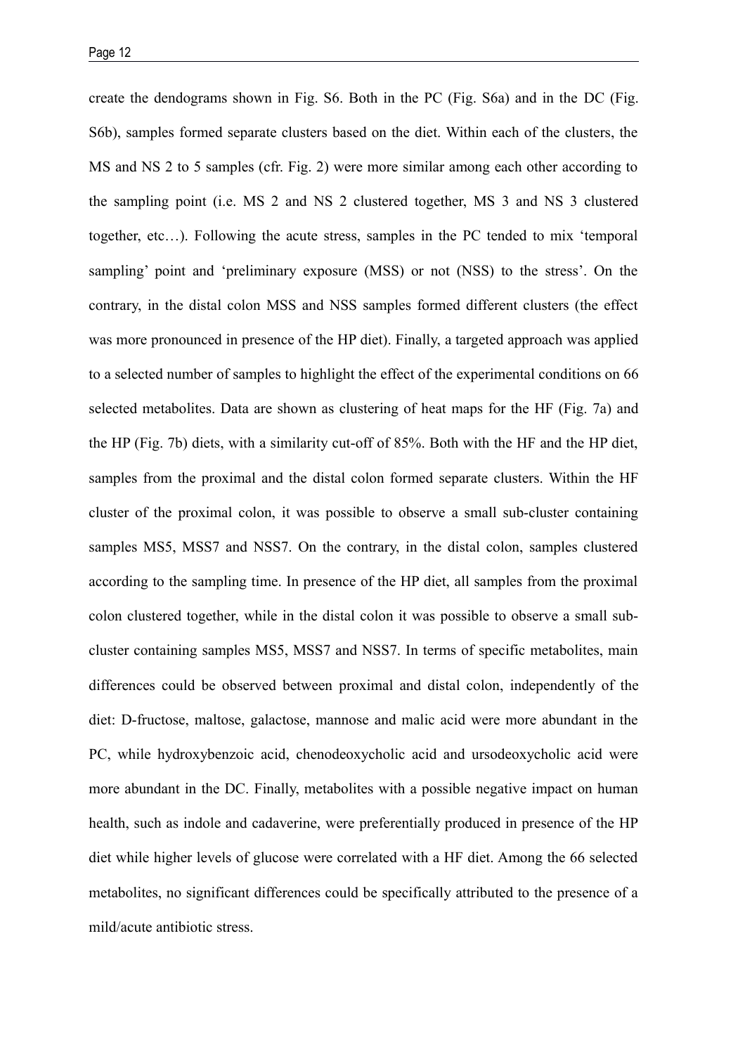create the dendograms shown in Fig. S6. Both in the PC (Fig. S6a) and in the DC (Fig. S6b), samples formed separate clusters based on the diet. Within each of the clusters, the MS and NS 2 to 5 samples (cfr. Fig. 2) were more similar among each other according to the sampling point (i.e. MS 2 and NS 2 clustered together, MS 3 and NS 3 clustered together, etc…). Following the acute stress, samples in the PC tended to mix 'temporal sampling' point and 'preliminary exposure (MSS) or not (NSS) to the stress'. On the contrary, in the distal colon MSS and NSS samples formed different clusters (the effect was more pronounced in presence of the HP diet). Finally, a targeted approach was applied to a selected number of samples to highlight the effect of the experimental conditions on 66 selected metabolites. Data are shown as clustering of heat maps for the HF (Fig. 7a) and the HP (Fig. 7b) diets, with a similarity cut-off of 85%. Both with the HF and the HP diet, samples from the proximal and the distal colon formed separate clusters. Within the HF cluster of the proximal colon, it was possible to observe a small sub-cluster containing samples MS5, MSS7 and NSS7. On the contrary, in the distal colon, samples clustered according to the sampling time. In presence of the HP diet, all samples from the proximal colon clustered together, while in the distal colon it was possible to observe a small sub-cluster containing samples MS5, MSS7 and NSS7. In terms of specific metabolites, main differences could be observed between proximal and distal colon, independently of the diet: D-fructose, maltose, galactose, mannose and malic acid were more abundant in the PC, while hydroxybenzoic acid, chenodeoxycholic acid and ursodeoxycholic acid were more abundant in the DC. Finally, metabolites with a possible negative impact on human health, such as indole and cadaverine, were preferentially produced in presence of the HP diet while higher levels of glucose were correlated with a HF diet. Among the 66 selected metabolites, no significant differences could be specifically attributed to the presence of a mild/acute antibiotic stress.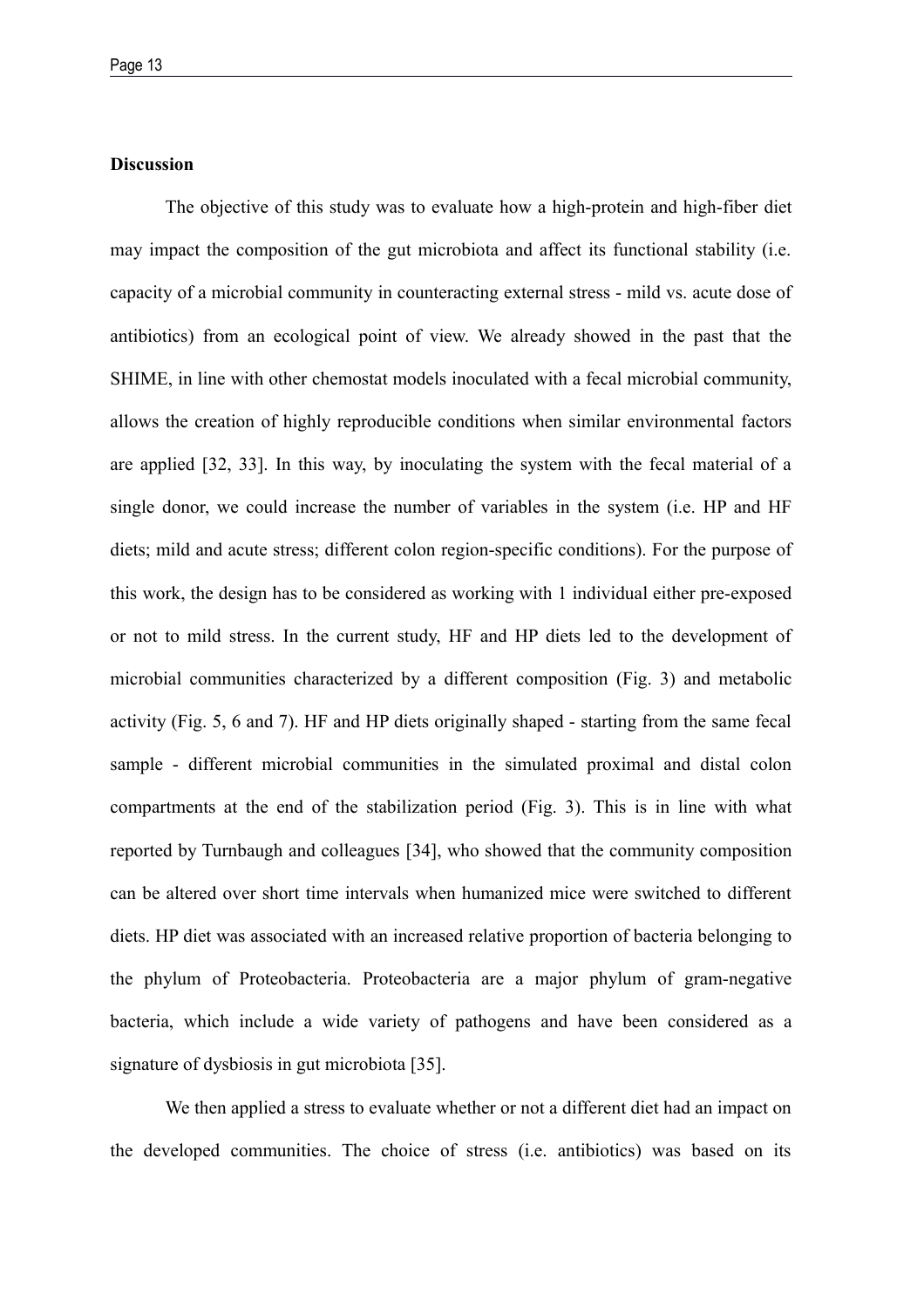**Discussion**

The objective of this study was to evaluate how a high-protein and high-fiber diet may impact the composition of the gut microbiota and affect its functional stability (i.e. capacity of a microbial community in counteracting external stress - mild vs. acute dose of antibiotics) from an ecological point of view. We already showed in the past that the SHIME, in line with other chemostat models inoculated with a fecal microbial community, allows the creation of highly reproducible conditions when similar environmental factors are applied [32, 33]. In this way, by inoculating the system with the fecal material of a single donor, we could increase the number of variables in the system (i.e. HP and HF diets; mild and acute stress; different colon region-specific conditions). For the purpose of this work, the design has to be considered as working with 1 individual either pre-exposed or not to mild stress. In the current study, HF and HP diets led to the development of microbial communities characterized by a different composition (Fig. 3) and metabolic activity (Fig. 5, 6 and 7). HF and HP diets originally shaped - starting from the same fecal sample - different microbial communities in the simulated proximal and distal colon compartments at the end of the stabilization period (Fig. 3). This is in line with what reported by Turnbaugh and colleagues [34], who showed that the community composition can be altered over short time intervals when humanized mice were switched to different diets. HP diet was associated with an increased relative proportion of bacteria belonging to the phylum of Proteobacteria. Proteobacteria are a major phylum of gram-negative bacteria, which include a wide variety of pathogens and have been considered as a signature of dysbiosis in gut microbiota [35].

We then applied a stress to evaluate whether or not a different diet had an impact on the developed communities. The choice of stress (i.e. antibiotics) was based on its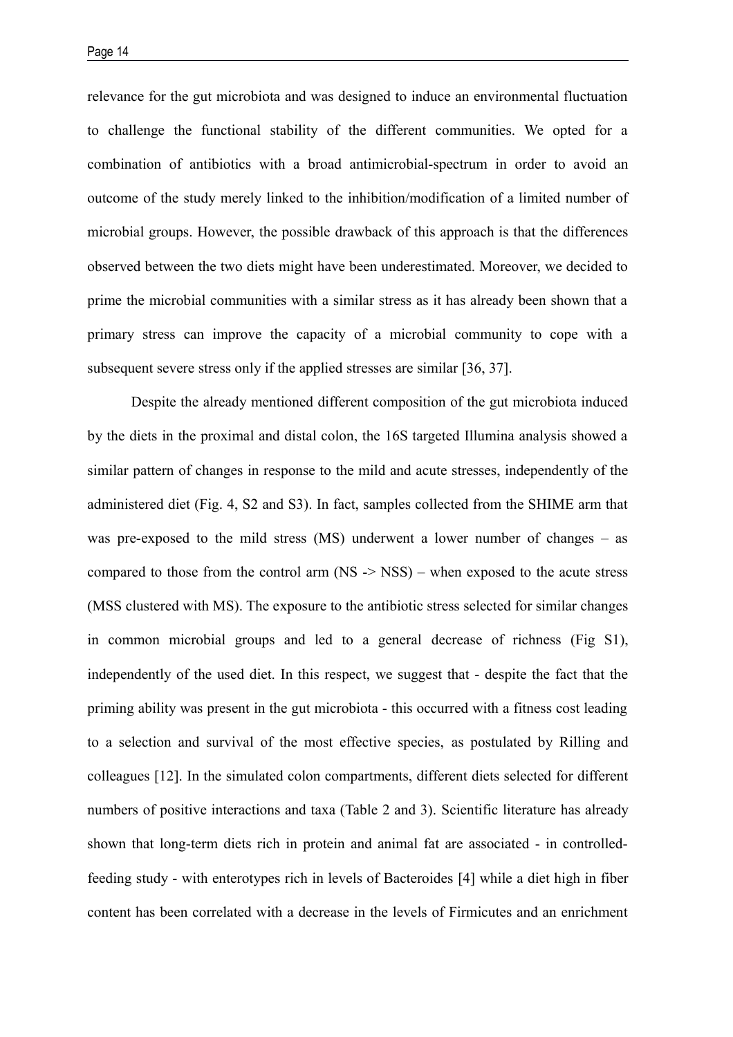relevance for the gut microbiota and was designed to induce an environmental fluctuation to challenge the functional stability of the different communities. We opted for a combination of antibiotics with a broad antimicrobial-spectrum in order to avoid an outcome of the study merely linked to the inhibition/modification of a limited number of microbial groups. However, the possible drawback of this approach is that the differences observed between the two diets might have been underestimated. Moreover, we decided to prime the microbial communities with a similar stress as it has already been shown that a primary stress can improve the capacity of a microbial community to cope with a subsequent severe stress only if the applied stresses are similar [36, 37].

Despite the already mentioned different composition of the gut microbiota induced by the diets in the proximal and distal colon, the 16S targeted Illumina analysis showed a similar pattern of changes in response to the mild and acute stresses, independently of the administered diet (Fig. 4, S2 and S3). In fact, samples collected from the SHIME arm that was pre-exposed to the mild stress (MS) underwent a lower number of changes – as compared to those from the control arm (NS -> NSS) – when exposed to the acute stress (MSS clustered with MS). The exposure to the antibiotic stress selected for similar changes in common microbial groups and led to a general decrease of richness (Fig S1), independently of the used diet. In this respect, we suggest that - despite the fact that the priming ability was present in the gut microbiota - this occurred with a fitness cost leading to a selection and survival of the most effective species, as postulated by Rilling and colleagues [12]. In the simulated colon compartments, different diets selected for different numbers of positive interactions and taxa (Table 2 and 3). Scientific literature has already shown that long-term diets rich in protein and animal fat are associated - in controlled-feeding study - with enterotypes rich in levels of Bacteroides [4] while a diet high in fiber content has been correlated with a decrease in the levels of Firmicutes and an enrichment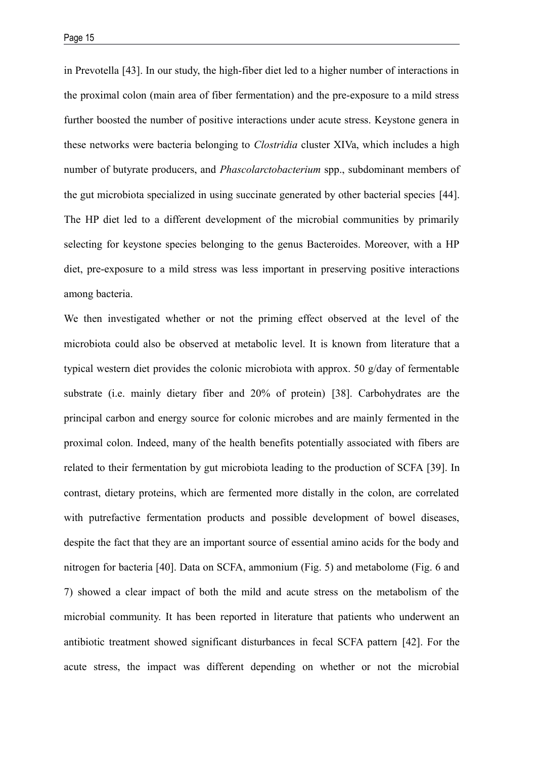in Prevotella [43]. In our study, the high-fiber diet led to a higher number of interactions in the proximal colon (main area of fiber fermentation) and the pre-exposure to a mild stress further boosted the number of positive interactions under acute stress. Keystone genera in these networks were bacteria belonging to *Clostridia* cluster XIVa, which includes a high number of butyrate producers, and *Phascolarctobacterium* spp., subdominant members of the gut microbiota specialized in using succinate generated by other bacterial species [44]. The HP diet led to a different development of the microbial communities by primarily selecting for keystone species belonging to the genus Bacteroides. Moreover, with a HP diet, pre-exposure to a mild stress was less important in preserving positive interactions among bacteria.

We then investigated whether or not the priming effect observed at the level of the microbiota could also be observed at metabolic level. It is known from literature that a typical western diet provides the colonic microbiota with approx. 50 g/day of fermentable substrate (i.e. mainly dietary fiber and 20% of protein) [38]. Carbohydrates are the principal carbon and energy source for colonic microbes and are mainly fermented in the proximal colon. Indeed, many of the health benefits potentially associated with fibers are related to their fermentation by gut microbiota leading to the production of SCFA [39]. In contrast, dietary proteins, which are fermented more distally in the colon, are correlated with putrefactive fermentation products and possible development of bowel diseases, despite the fact that they are an important source of essential amino acids for the body and nitrogen for bacteria [40]. Data on SCFA, ammonium (Fig. 5) and metabolome (Fig. 6 and 7) showed a clear impact of both the mild and acute stress on the metabolism of the microbial community. It has been reported in literature that patients who underwent an antibiotic treatment showed significant disturbances in fecal SCFA pattern [42]. For the acute stress, the impact was different depending on whether or not the microbial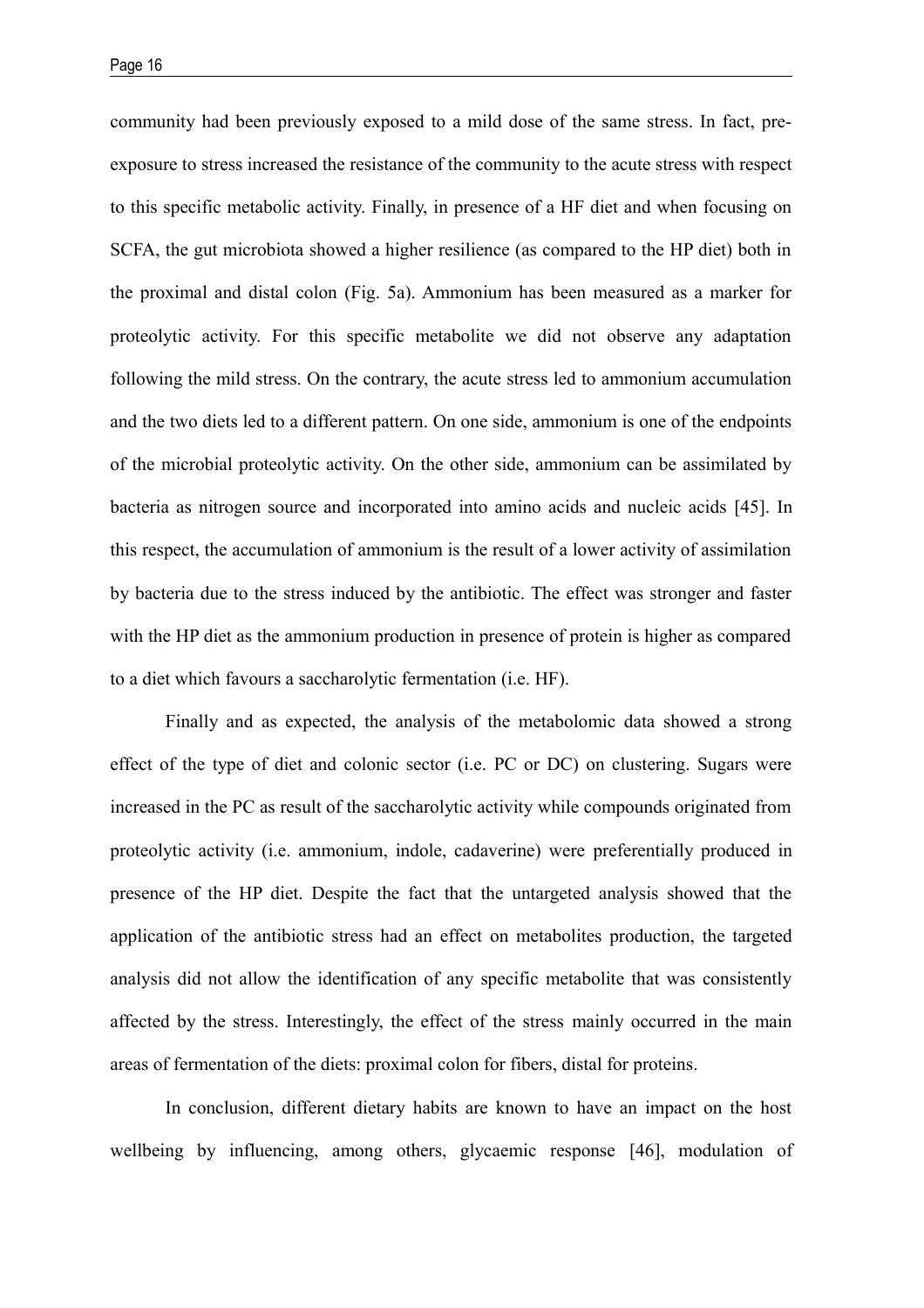community had been previously exposed to a mild dose of the same stress. In fact, pre-exposure to stress increased the resistance of the community to the acute stress with respect to this specific metabolic activity. Finally, in presence of a HF diet and when focusing on SCFA, the gut microbiota showed a higher resilience (as compared to the HP diet) both in the proximal and distal colon (Fig. 5a). Ammonium has been measured as a marker for proteolytic activity. For this specific metabolite we did not observe any adaptation following the mild stress. On the contrary, the acute stress led to ammonium accumulation and the two diets led to a different pattern. On one side, ammonium is one of the endpoints of the microbial proteolytic activity. On the other side, ammonium can be assimilated by bacteria as nitrogen source and incorporated into amino acids and nucleic acids [45]. In this respect, the accumulation of ammonium is the result of a lower activity of assimilation by bacteria due to the stress induced by the antibiotic. The effect was stronger and faster with the HP diet as the ammonium production in presence of protein is higher as compared to a diet which favours a saccharolytic fermentation (i.e. HF).

Finally and as expected, the analysis of the metabolomic data showed a strong effect of the type of diet and colonic sector (i.e. PC or DC) on clustering. Sugars were increased in the PC as result of the saccharolytic activity while compounds originated from proteolytic activity (i.e. ammonium, indole, cadaverine) were preferentially produced in presence of the HP diet. Despite the fact that the untargeted analysis showed that the application of the antibiotic stress had an effect on metabolites production, the targeted analysis did not allow the identification of any specific metabolite that was consistently affected by the stress. Interestingly, the effect of the stress mainly occurred in the main areas of fermentation of the diets: proximal colon for fibers, distal for proteins.

In conclusion, different dietary habits are known to have an impact on the host wellbeing by influencing, among others, glycaemic response [46], modulation of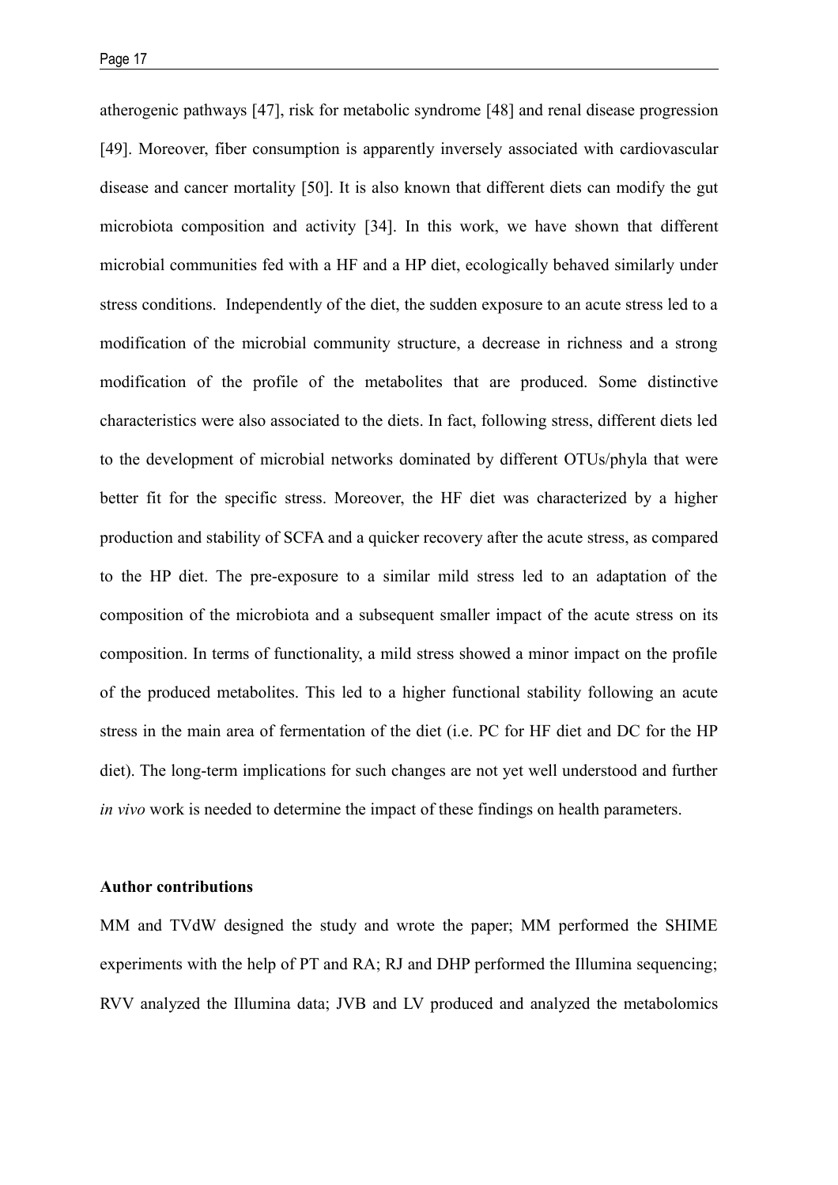atherogenic pathways [47], risk for metabolic syndrome [48] and renal disease progression [49]. Moreover, fiber consumption is apparently inversely associated with cardiovascular disease and cancer mortality [50]. It is also known that different diets can modify the gut microbiota composition and activity [34]. In this work, we have shown that different microbial communities fed with a HF and a HP diet, ecologically behaved similarly under stress conditions. Independently of the diet, the sudden exposure to an acute stress led to a modification of the microbial community structure, a decrease in richness and a strong modification of the profile of the metabolites that are produced. Some distinctive characteristics were also associated to the diets. In fact, following stress, different diets led to the development of microbial networks dominated by different OTUs/phyla that were better fit for the specific stress. Moreover, the HF diet was characterized by a higher production and stability of SCFA and a quicker recovery after the acute stress, as compared to the HP diet. The pre-exposure to a similar mild stress led to an adaptation of the composition of the microbiota and a subsequent smaller impact of the acute stress on its composition. In terms of functionality, a mild stress showed a minor impact on the profile of the produced metabolites. This led to a higher functional stability following an acute stress in the main area of fermentation of the diet (i.e. PC for HF diet and DC for the HP diet). The long-term implications for such changes are not yet well understood and further *in vivo* work is needed to determine the impact of these findings on health parameters.

**Author contributions**

MM and TVdW designed the study and wrote the paper; MM performed the SHIME experiments with the help of PT and RA; RJ and DHP performed the Illumina sequencing; RVV analyzed the Illumina data; JVB and LV produced and analyzed the metabolomics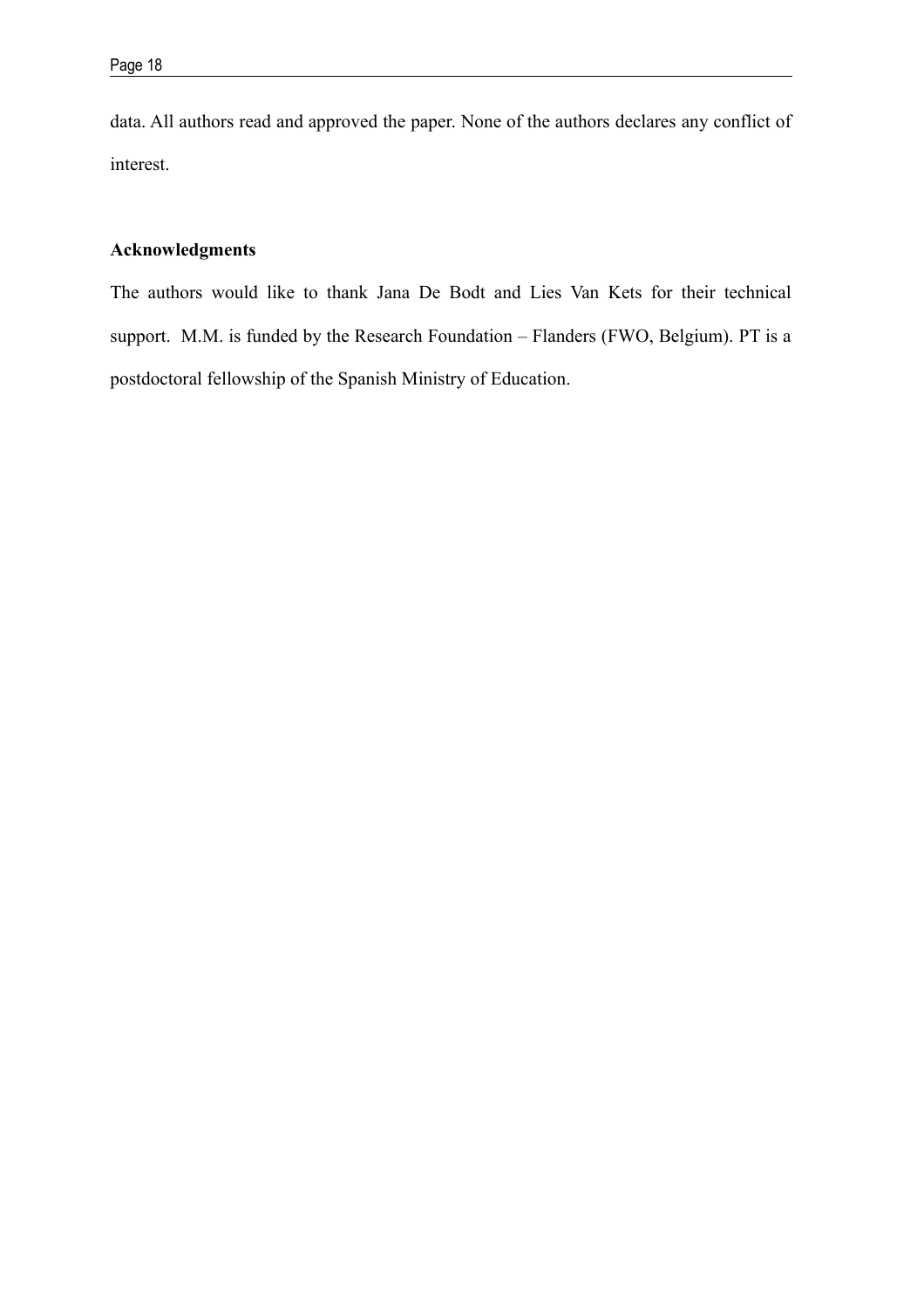data. All authors read and approved the paper. None of the authors declares any conflict of interest.

## Acknowledgments

The authors would like to thank Jana De Bodt and Lies Van Kets for their technical support. M.M. is funded by the Research Foundation – Flanders (FWO, Belgium). PT is a postdoctoral fellowship of the Spanish Ministry of Education.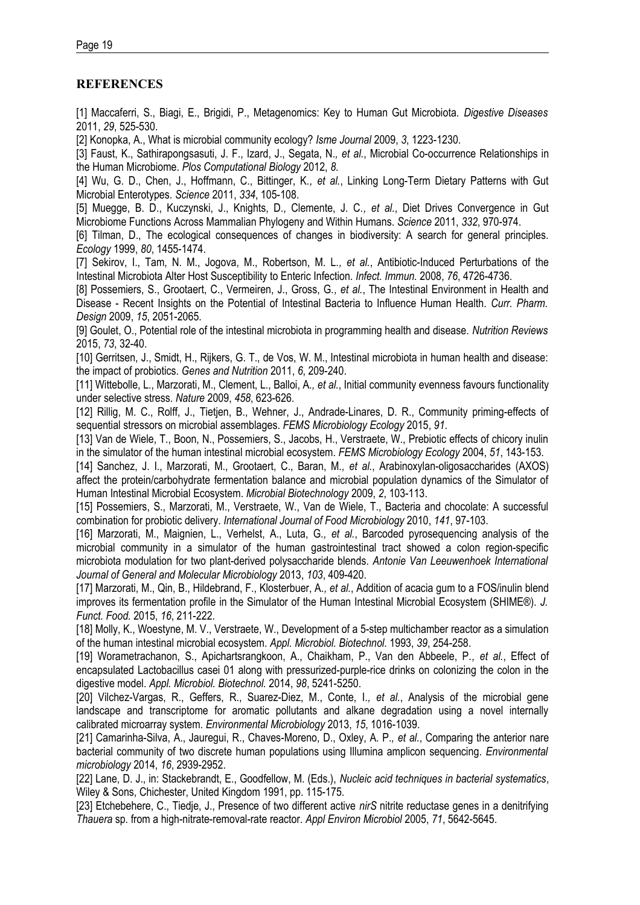## REFERENCES

[1] Maccaferri, S., Biagi, E., Brigidi, P., Metagenomics: Key to Human Gut Microbiota. *Digestive Diseases* 2011, *29*, 525-530.

[2] Konopka, A., What is microbial community ecology? *Isme Journal* 2009, *3*, 1223-1230.

[3] Faust, K., Sathirapongsasuti, J. F., Izard, J., Segata, N.*, et al.*, Microbial Co-occurrence Relationships in the Human Microbiome. *Plos Computational Biology* 2012, *8*.

[4] Wu, G. D., Chen, J., Hoffmann, C., Bittinger, K.*, et al.*, Linking Long-Term Dietary Patterns with Gut Microbial Enterotypes. *Science* 2011, *334*, 105-108.

[5] Muegge, B. D., Kuczynski, J., Knights, D., Clemente, J. C.*, et al.*, Diet Drives Convergence in Gut Microbiome Functions Across Mammalian Phylogeny and Within Humans. *Science* 2011, *332*, 970-974.

[6] Tilman, D., The ecological consequences of changes in biodiversity: A search for general principles. *Ecology* 1999, *80*, 1455-1474.

[7] Sekirov, I., Tam, N. M., Jogova, M., Robertson, M. L.*, et al.*, Antibiotic-Induced Perturbations of the Intestinal Microbiota Alter Host Susceptibility to Enteric Infection. *Infect. Immun.* 2008, *76*, 4726-4736.

[8] Possemiers, S., Grootaert, C., Vermeiren, J., Gross, G.*, et al.*, The Intestinal Environment in Health and Disease - Recent Insights on the Potential of Intestinal Bacteria to Influence Human Health. *Curr. Pharm. Design* 2009, *15*, 2051-2065.

[9] Goulet, O., Potential role of the intestinal microbiota in programming health and disease. *Nutrition Reviews* 2015, *73*, 32-40.

[10] Gerritsen, J., Smidt, H., Rijkers, G. T., de Vos, W. M., Intestinal microbiota in human health and disease: the impact of probiotics. *Genes and Nutrition* 2011, *6*, 209-240.

[11] Wittebolle, L., Marzorati, M., Clement, L., Balloi, A.*, et al.*, Initial community evenness favours functionality under selective stress. *Nature* 2009, *458*, 623-626.

[12] Rillig, M. C., Rolff, J., Tietjen, B., Wehner, J., Andrade-Linares, D. R., Community priming-effects of sequential stressors on microbial assemblages. *FEMS Microbiology Ecology* 2015, *91*.

[13] Van de Wiele, T., Boon, N., Possemiers, S., Jacobs, H., Verstraete, W., Prebiotic effects of chicory inulin in the simulator of the human intestinal microbial ecosystem. *FEMS Microbiology Ecology* 2004, *51*, 143-153.

[14] Sanchez, J. I., Marzorati, M., Grootaert, C., Baran, M.*, et al.*, Arabinoxylan-oligosaccharides (AXOS) affect the protein/carbohydrate fermentation balance and microbial population dynamics of the Simulator of Human Intestinal Microbial Ecosystem. *Microbial Biotechnology* 2009, *2*, 103-113.

[15] Possemiers, S., Marzorati, M., Verstraete, W., Van de Wiele, T., Bacteria and chocolate: A successful combination for probiotic delivery. *International Journal of Food Microbiology* 2010, *141*, 97-103.

[16] Marzorati, M., Maignien, L., Verhelst, A., Luta, G.*, et al.*, Barcoded pyrosequencing analysis of the microbial community in a simulator of the human gastrointestinal tract showed a colon region-specific microbiota modulation for two plant-derived polysaccharide blends. *Antonie Van Leeuwenhoek International Journal of General and Molecular Microbiology* 2013, *103*, 409-420.

[17] Marzorati, M., Qin, B., Hildebrand, F., Klosterbuer, A.*, et al.*, Addition of acacia gum to a FOS/inulin blend improves its fermentation profile in the Simulator of the Human Intestinal Microbial Ecosystem (SHIME®). *J. Funct. Food.* 2015, *16*, 211-222.

[18] Molly, K., Woestyne, M. V., Verstraete, W., Development of a 5-step multichamber reactor as a simulation of the human intestinal microbial ecosystem. *Appl. Microbiol. Biotechnol.* 1993, *39*, 254-258.

[19] Worametrachanon, S., Apichartsrangkoon, A., Chaikham, P., Van den Abbeele, P.*, et al.*, Effect of encapsulated Lactobacillus casei 01 along with pressurized-purple-rice drinks on colonizing the colon in the digestive model. *Appl. Microbiol. Biotechnol.* 2014, *98*, 5241-5250.

[20] Vilchez-Vargas, R., Geffers, R., Suarez-Diez, M., Conte, I.*, et al.*, Analysis of the microbial gene landscape and transcriptome for aromatic pollutants and alkane degradation using a novel internally calibrated microarray system. *Environmental Microbiology* 2013, *15*, 1016-1039.

[21] Camarinha-Silva, A., Jauregui, R., Chaves-Moreno, D., Oxley, A. P.*, et al.*, Comparing the anterior nare bacterial community of two discrete human populations using Illumina amplicon sequencing. *Environmental microbiology* 2014, *16*, 2939-2952.

[22] Lane, D. J., in: Stackebrandt, E., Goodfellow, M. (Eds.), *Nucleic acid techniques in bacterial systematics*, Wiley & Sons, Chichester, United Kingdom 1991, pp. 115-175.

[23] Etchebehere, C., Tiedje, J., Presence of two different active *nirS* nitrite reductase genes in a denitrifying *Thauera* sp. from a high-nitrate-removal-rate reactor. *Appl Environ Microbiol* 2005, *71*, 5642-5645.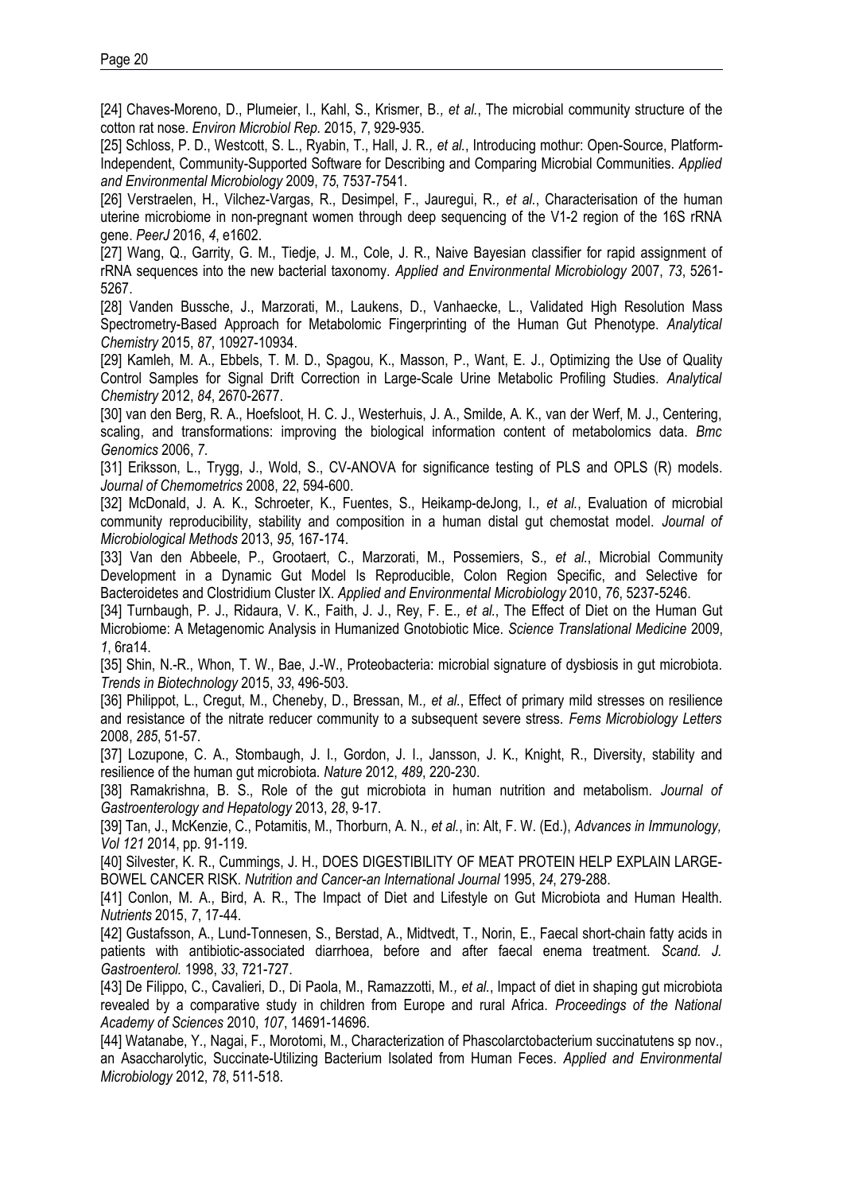[24] Chaves-Moreno, D., Plumeier, I., Kahl, S., Krismer, B*., et al.*, The microbial community structure of the cotton rat nose. *Environ Microbiol Rep.* 2015, *7*, 929-935.

[25] Schloss, P. D., Westcott, S. L., Ryabin, T., Hall, J. R*., et al.*, Introducing mothur: Open-Source, Platform-Independent, Community-Supported Software for Describing and Comparing Microbial Communities. *Applied and Environmental Microbiology* 2009, *75*, 7537-7541.

[26] Verstraelen, H., Vilchez-Vargas, R., Desimpel, F., Jauregui, R*., et al.*, Characterisation of the human uterine microbiome in non-pregnant women through deep sequencing of the V1-2 region of the 16S rRNA gene. *PeerJ* 2016, *4*, e1602.

[27] Wang, Q., Garrity, G. M., Tiedje, J. M., Cole, J. R., Naive Bayesian classifier for rapid assignment of rRNA sequences into the new bacterial taxonomy. *Applied and Environmental Microbiology* 2007, *73*, 5261-5267.

[28] Vanden Bussche, J., Marzorati, M., Laukens, D., Vanhaecke, L., Validated High Resolution Mass Spectrometry-Based Approach for Metabolomic Fingerprinting of the Human Gut Phenotype. *Analytical Chemistry* 2015, *87*, 10927-10934.

[29] Kamleh, M. A., Ebbels, T. M. D., Spagou, K., Masson, P., Want, E. J., Optimizing the Use of Quality Control Samples for Signal Drift Correction in Large-Scale Urine Metabolic Profiling Studies. *Analytical Chemistry* 2012, *84*, 2670-2677.

[30] van den Berg, R. A., Hoefsloot, H. C. J., Westerhuis, J. A., Smilde, A. K., van der Werf, M. J., Centering, scaling, and transformations: improving the biological information content of metabolomics data. *Bmc Genomics* 2006, *7*.

[31] Eriksson, L., Trygg, J., Wold, S., CV-ANOVA for significance testing of PLS and OPLS (R) models. *Journal of Chemometrics* 2008, *22*, 594-600.

[32] McDonald, J. A. K., Schroeter, K., Fuentes, S., Heikamp-deJong, I*., et al.*, Evaluation of microbial community reproducibility, stability and composition in a human distal gut chemostat model. *Journal of Microbiological Methods* 2013, *95*, 167-174.

[33] Van den Abbeele, P., Grootaert, C., Marzorati, M., Possemiers, S*., et al.*, Microbial Community Development in a Dynamic Gut Model Is Reproducible, Colon Region Specific, and Selective for Bacteroidetes and Clostridium Cluster IX. *Applied and Environmental Microbiology* 2010, *76*, 5237-5246.

[34] Turnbaugh, P. J., Ridaura, V. K., Faith, J. J., Rey, F. E*., et al.*, The Effect of Diet on the Human Gut Microbiome: A Metagenomic Analysis in Humanized Gnotobiotic Mice. *Science Translational Medicine* 2009, *1*, 6ra14.

[35] Shin, N.-R., Whon, T. W., Bae, J.-W., Proteobacteria: microbial signature of dysbiosis in gut microbiota. *Trends in Biotechnology* 2015, *33*, 496-503.

[36] Philippot, L., Cregut, M., Cheneby, D., Bressan, M*., et al.*, Effect of primary mild stresses on resilience and resistance of the nitrate reducer community to a subsequent severe stress. *Fems Microbiology Letters* 2008, *285*, 51-57.

[37] Lozupone, C. A., Stombaugh, J. I., Gordon, J. I., Jansson, J. K., Knight, R., Diversity, stability and resilience of the human gut microbiota. *Nature* 2012, *489*, 220-230.

[38] Ramakrishna, B. S., Role of the gut microbiota in human nutrition and metabolism. *Journal of Gastroenterology and Hepatology* 2013, *28*, 9-17.

[39] Tan, J., McKenzie, C., Potamitis, M., Thorburn, A. N*., et al.*, in: Alt, F. W. (Ed.), *Advances in Immunology, Vol 121* 2014, pp. 91-119.

[40] Silvester, K. R., Cummings, J. H., DOES DIGESTIBILITY OF MEAT PROTEIN HELP EXPLAIN LARGE-BOWEL CANCER RISK. *Nutrition and Cancer-an International Journal* 1995, *24*, 279-288.

[41] Conlon, M. A., Bird, A. R., The Impact of Diet and Lifestyle on Gut Microbiota and Human Health. *Nutrients* 2015, *7*, 17-44.

[42] Gustafsson, A., Lund-Tonnesen, S., Berstad, A., Midtvedt, T., Norin, E., Faecal short-chain fatty acids in patients with antibiotic-associated diarrhoea, before and after faecal enema treatment. *Scand. J. Gastroenterol.* 1998, *33*, 721-727.

[43] De Filippo, C., Cavalieri, D., Di Paola, M., Ramazzotti, M*., et al.*, Impact of diet in shaping gut microbiota revealed by a comparative study in children from Europe and rural Africa. *Proceedings of the National Academy of Sciences* 2010, *107*, 14691-14696.

[44] Watanabe, Y., Nagai, F., Morotomi, M., Characterization of Phascolarctobacterium succinatutens sp nov., an Asaccharolytic, Succinate-Utilizing Bacterium Isolated from Human Feces. *Applied and Environmental Microbiology* 2012, *78*, 511-518.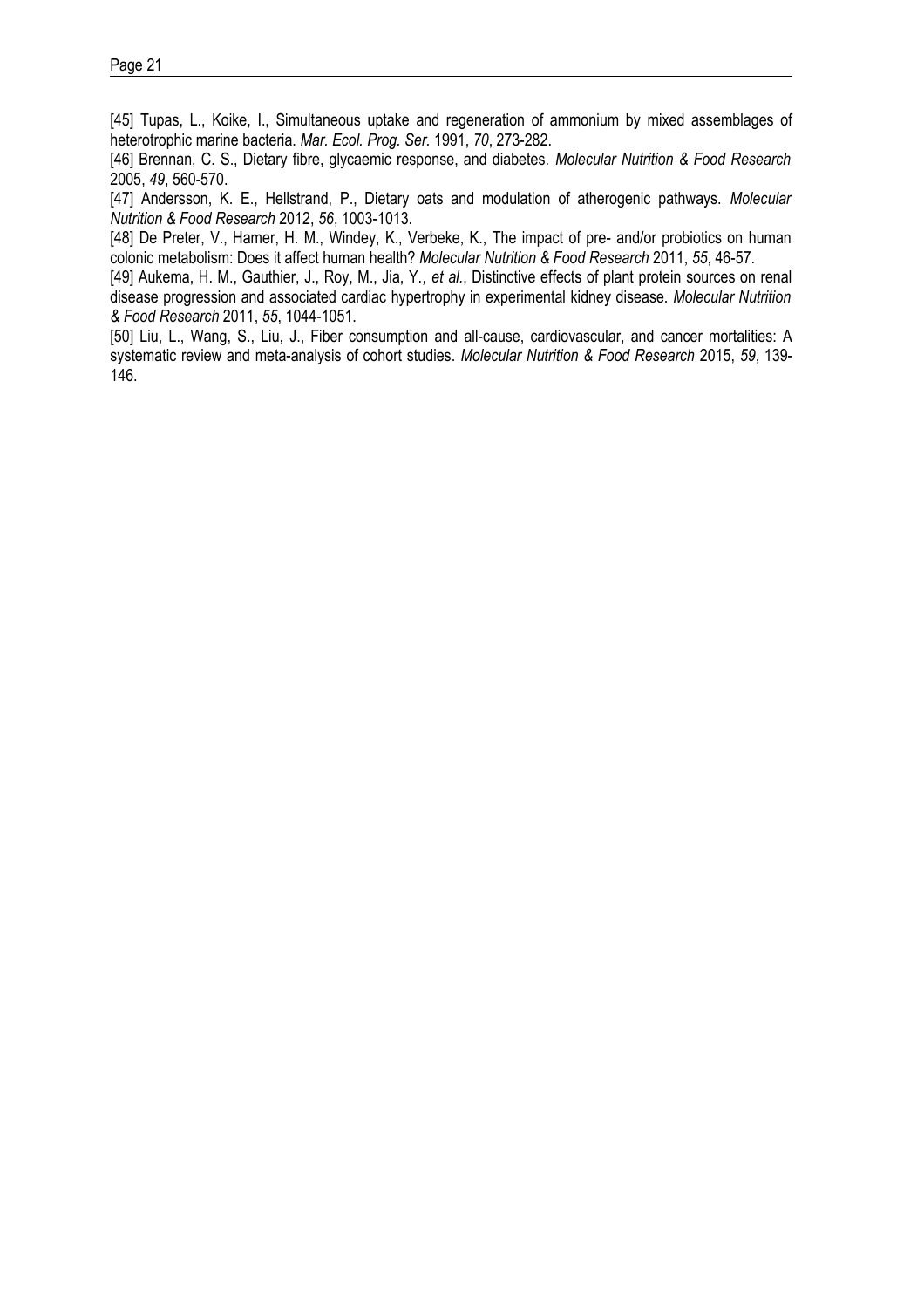[45] Tupas, L., Koike, I., Simultaneous uptake and regeneration of ammonium by mixed assemblages of heterotrophic marine bacteria. *Mar. Ecol. Prog. Ser.* 1991, *70*, 273-282.

[46] Brennan, C. S., Dietary fibre, glycaemic response, and diabetes. *Molecular Nutrition & Food Research* 2005, *49*, 560-570.

[47] Andersson, K. E., Hellstrand, P., Dietary oats and modulation of atherogenic pathways. *Molecular Nutrition & Food Research* 2012, *56*, 1003-1013.

[48] De Preter, V., Hamer, H. M., Windey, K., Verbeke, K., The impact of pre- and/or probiotics on human colonic metabolism: Does it affect human health? *Molecular Nutrition & Food Research* 2011, *55*, 46-57.

[49] Aukema, H. M., Gauthier, J., Roy, M., Jia, Y.*, et al.*, Distinctive effects of plant protein sources on renal disease progression and associated cardiac hypertrophy in experimental kidney disease. *Molecular Nutrition & Food Research* 2011, *55*, 1044-1051.

[50] Liu, L., Wang, S., Liu, J., Fiber consumption and all-cause, cardiovascular, and cancer mortalities: A systematic review and meta-analysis of cohort studies. *Molecular Nutrition & Food Research* 2015, *59*, 139-146.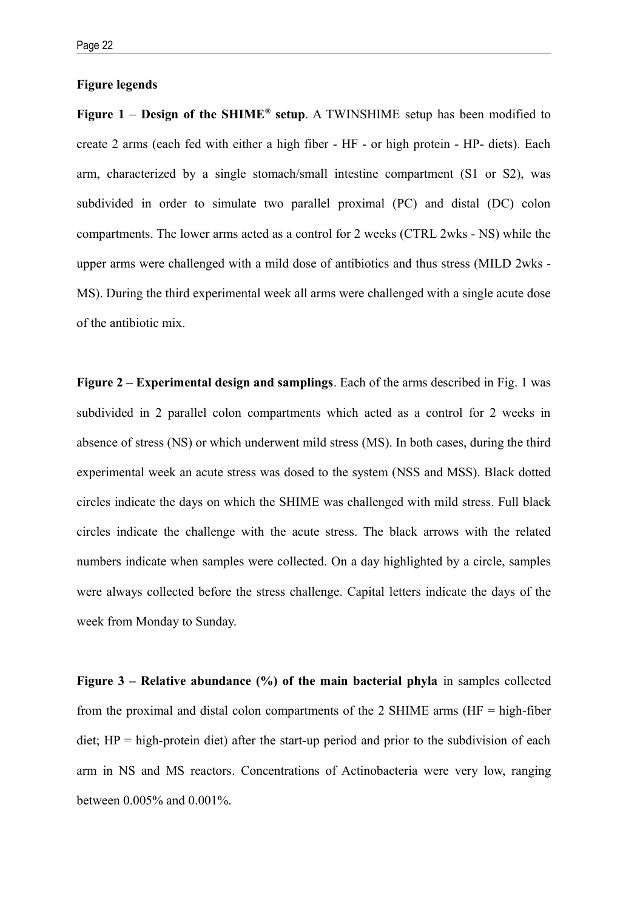**Figure legends**

**Figure 1** – **Design of the SHIME® setup**. A TWINSHIME setup has been modified to create 2 arms (each fed with either a high fiber - HF - or high protein - HP- diets). Each arm, characterized by a single stomach/small intestine compartment (S1 or S2), was subdivided in order to simulate two parallel proximal (PC) and distal (DC) colon compartments. The lower arms acted as a control for 2 weeks (CTRL 2wks - NS) while the upper arms were challenged with a mild dose of antibiotics and thus stress (MILD 2wks - MS). During the third experimental week all arms were challenged with a single acute dose of the antibiotic mix.

**Figure 2 – Experimental design and samplings**. Each of the arms described in Fig. 1 was subdivided in 2 parallel colon compartments which acted as a control for 2 weeks in absence of stress (NS) or which underwent mild stress (MS). In both cases, during the third experimental week an acute stress was dosed to the system (NSS and MSS). Black dotted circles indicate the days on which the SHIME was challenged with mild stress. Full black circles indicate the challenge with the acute stress. The black arrows with the related numbers indicate when samples were collected. On a day highlighted by a circle, samples were always collected before the stress challenge. Capital letters indicate the days of the week from Monday to Sunday.

**Figure 3 – Relative abundance (%) of the main bacterial phyla** in samples collected from the proximal and distal colon compartments of the 2 SHIME arms (HF = high-fiber diet; HP = high-protein diet) after the start-up period and prior to the subdivision of each arm in NS and MS reactors. Concentrations of Actinobacteria were very low, ranging between 0.005% and 0.001%.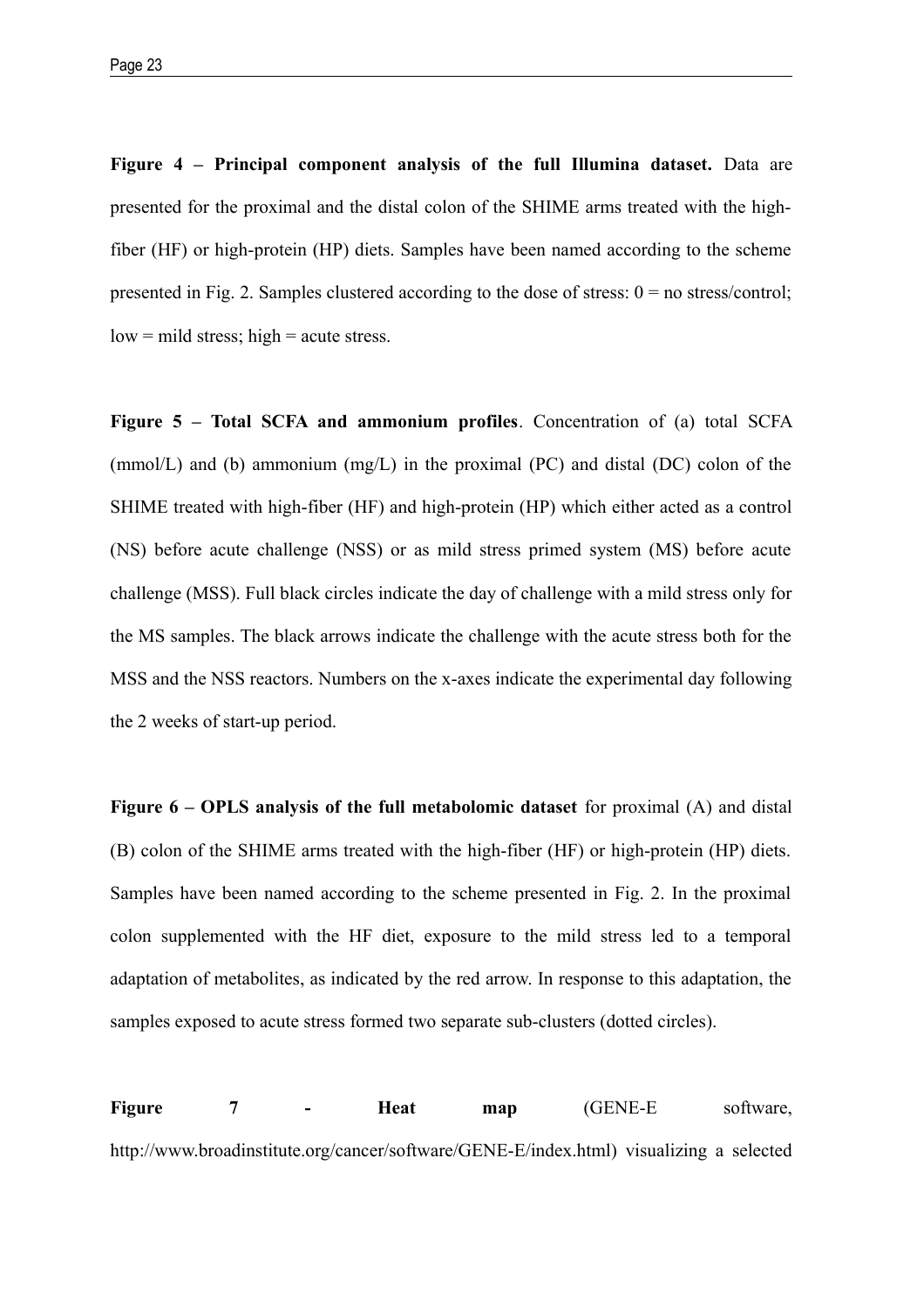**Figure 4 – Principal component analysis of the full Illumina dataset.** Data are presented for the proximal and the distal colon of the SHIME arms treated with the high-fiber (HF) or high-protein (HP) diets. Samples have been named according to the scheme presented in Fig. 2. Samples clustered according to the dose of stress: 0 = no stress/control; low = mild stress; high = acute stress.

**Figure 5 – Total SCFA and ammonium profiles**. Concentration of (a) total SCFA (mmol/L) and (b) ammonium (mg/L) in the proximal (PC) and distal (DC) colon of the SHIME treated with high-fiber (HF) and high-protein (HP) which either acted as a control (NS) before acute challenge (NSS) or as mild stress primed system (MS) before acute challenge (MSS). Full black circles indicate the day of challenge with a mild stress only for the MS samples. The black arrows indicate the challenge with the acute stress both for the MSS and the NSS reactors. Numbers on the x-axes indicate the experimental day following the 2 weeks of start-up period.

**Figure 6 – OPLS analysis of the full metabolomic dataset** for proximal (A) and distal (B) colon of the SHIME arms treated with the high-fiber (HF) or high-protein (HP) diets. Samples have been named according to the scheme presented in Fig. 2. In the proximal colon supplemented with the HF diet, exposure to the mild stress led to a temporal adaptation of metabolites, as indicated by the red arrow. In response to this adaptation, the samples exposed to acute stress formed two separate sub-clusters (dotted circles).

**Figure 7 - Heat map** (GENE-E software, http://www.broadinstitute.org/cancer/software/GENE-E/index.html) visualizing a selected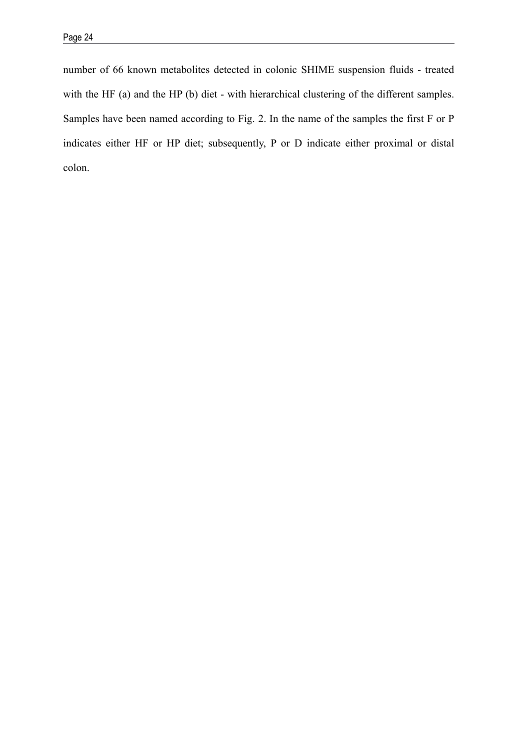number of 66 known metabolites detected in colonic SHIME suspension fluids - treated with the HF (a) and the HP (b) diet - with hierarchical clustering of the different samples. Samples have been named according to Fig. 2. In the name of the samples the first F or P indicates either HF or HP diet; subsequently, P or D indicate either proximal or distal colon.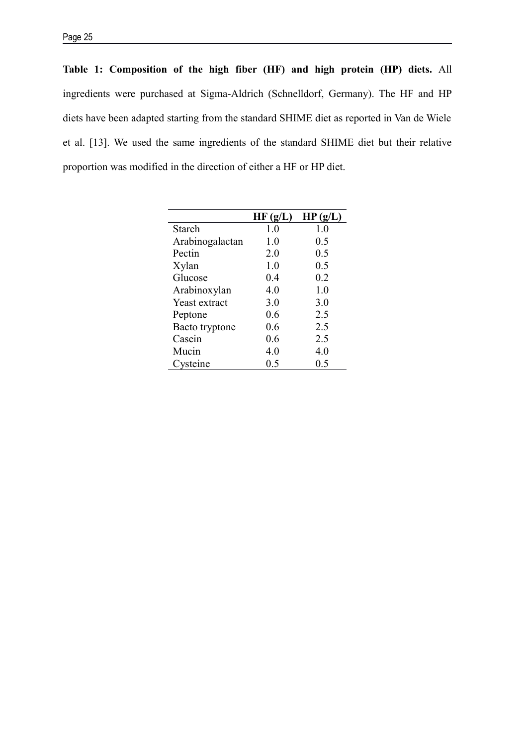**Table 1: Composition of the high fiber (HF) and high protein (HP) diets.** All ingredients were purchased at Sigma-Aldrich (Schnelldorf, Germany). The HF and HP diets have been adapted starting from the standard SHIME diet as reported in Van de Wiele et al. [13]. We used the same ingredients of the standard SHIME diet but their relative proportion was modified in the direction of either a HF or HP diet.

| | HF (g/L) | HP (g/L) |
|---|---|---|
| Starch | 1.0 | 1.0 |
| Arabinogalactan | 1.0 | 0.5 |
| Pectin | 2.0 | 0.5 |
| Xylan | 1.0 | 0.5 |
| Glucose | 0.4 | 0.2 |
| Arabinoxylan | 4.0 | 1.0 |
| Yeast extract | 3.0 | 3.0 |
| Peptone | 0.6 | 2.5 |
| Bacto tryptone | 0.6 | 2.5 |
| Casein | 0.6 | 2.5 |
| Mucin | 4.0 | 4.0 |
| Cysteine | 0.5 | 0.5 |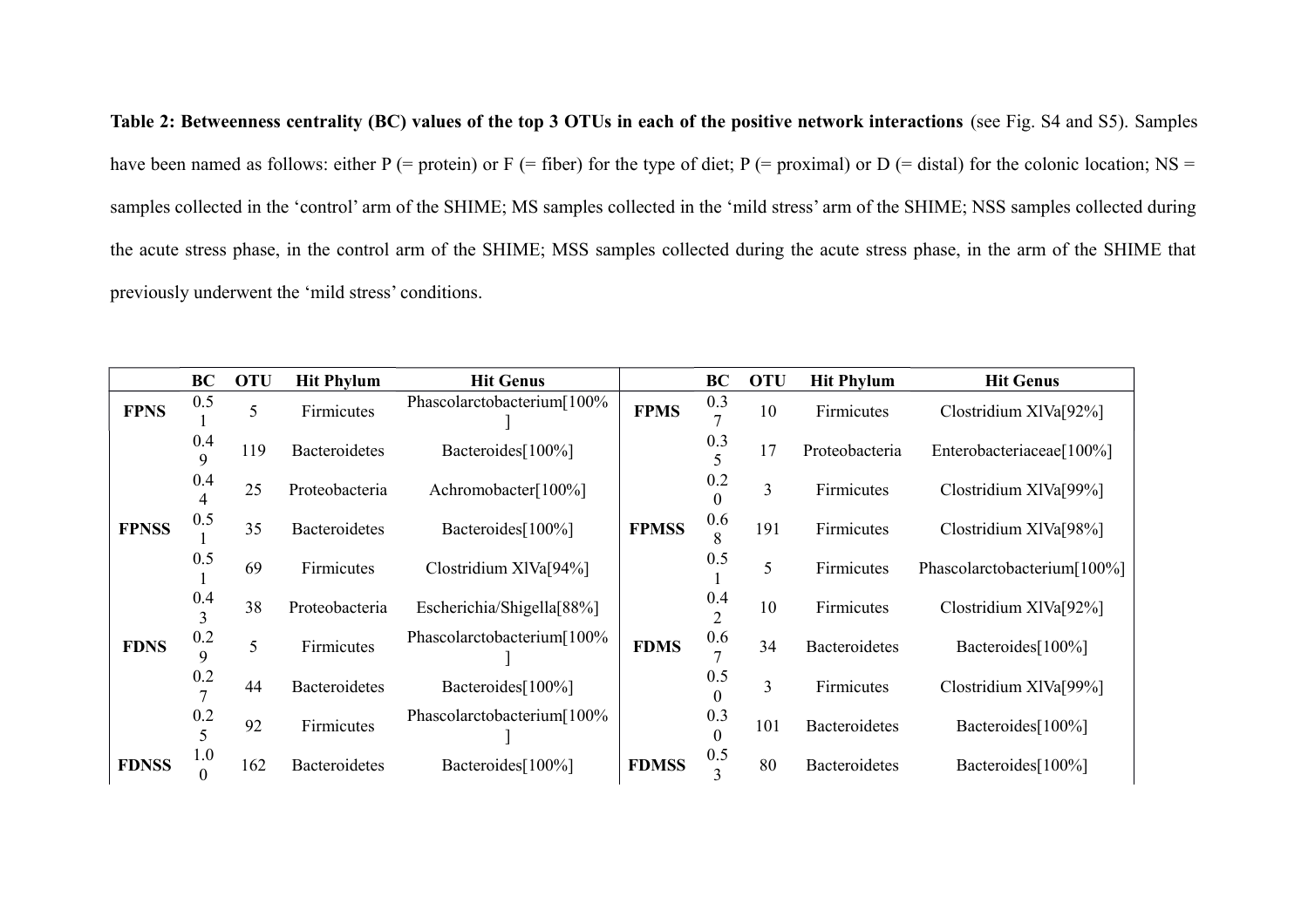**Table 2: Betweenness centrality (BC) values of the top 3 OTUs in each of the positive network interactions** (see Fig. S4 and S5). Samples have been named as follows: either P (= protein) or F (= fiber) for the type of diet; P (= proximal) or D (= distal) for the colonic location; NS = samples collected in the 'control' arm of the SHIME; MS samples collected in the 'mild stress' arm of the SHIME; NSS samples collected during the acute stress phase, in the control arm of the SHIME; MSS samples collected during the acute stress phase, in the arm of the SHIME that previously underwent the 'mild stress' conditions.

| | BC | OTU | Hit Phylum | Hit Genus | | BC | OTU | Hit Phylum | Hit Genus |
|---|---|---|---|---|---|---|---|---|---|
| **FPNS** | 0.51 | 5 | Firmicutes | Phascolarctobacterium[100%] | **FPMS** | 0.37 | 10 | Firmicutes | Clostridium XlVa[92%] |
| | 0.49 | 119 | Bacteroidetes | Bacteroides[100%] | | 0.35 | 17 | Proteobacteria | Enterobacteriaceae[100%] |
| | 0.44 | 25 | Proteobacteria | Achromobacter[100%] | | 0.20 | 3 | Firmicutes | Clostridium XlVa[99%] |
| **FPNSS** | 0.51 | 35 | Bacteroidetes | Bacteroides[100%] | **FPMSS** | 0.68 | 191 | Firmicutes | Clostridium XlVa[98%] |
| | 0.51 | 69 | Firmicutes | Clostridium XlVa[94%] | | 0.51 | 5 | Firmicutes | Phascolarctobacterium[100%] |
| | 0.43 | 38 | Proteobacteria | Escherichia/Shigella[88%] | | 0.42 | 10 | Firmicutes | Clostridium XlVa[92%] |
| **FDNS** | 0.29 | 5 | Firmicutes | Phascolarctobacterium[100%] | **FDMS** | 0.67 | 34 | Bacteroidetes | Bacteroides[100%] |
| | 0.27 | 44 | Bacteroidetes | Bacteroides[100%] | | 0.50 | 3 | Firmicutes | Clostridium XlVa[99%] |
| | 0.25 | 92 | Firmicutes | Phascolarctobacterium[100%] | | 0.30 | 101 | Bacteroidetes | Bacteroides[100%] |
| **FDNSS** | 1.00 | 162 | Bacteroidetes | Bacteroides[100%] | **FDMSS** | 0.53 | 80 | Bacteroidetes | Bacteroides[100%] |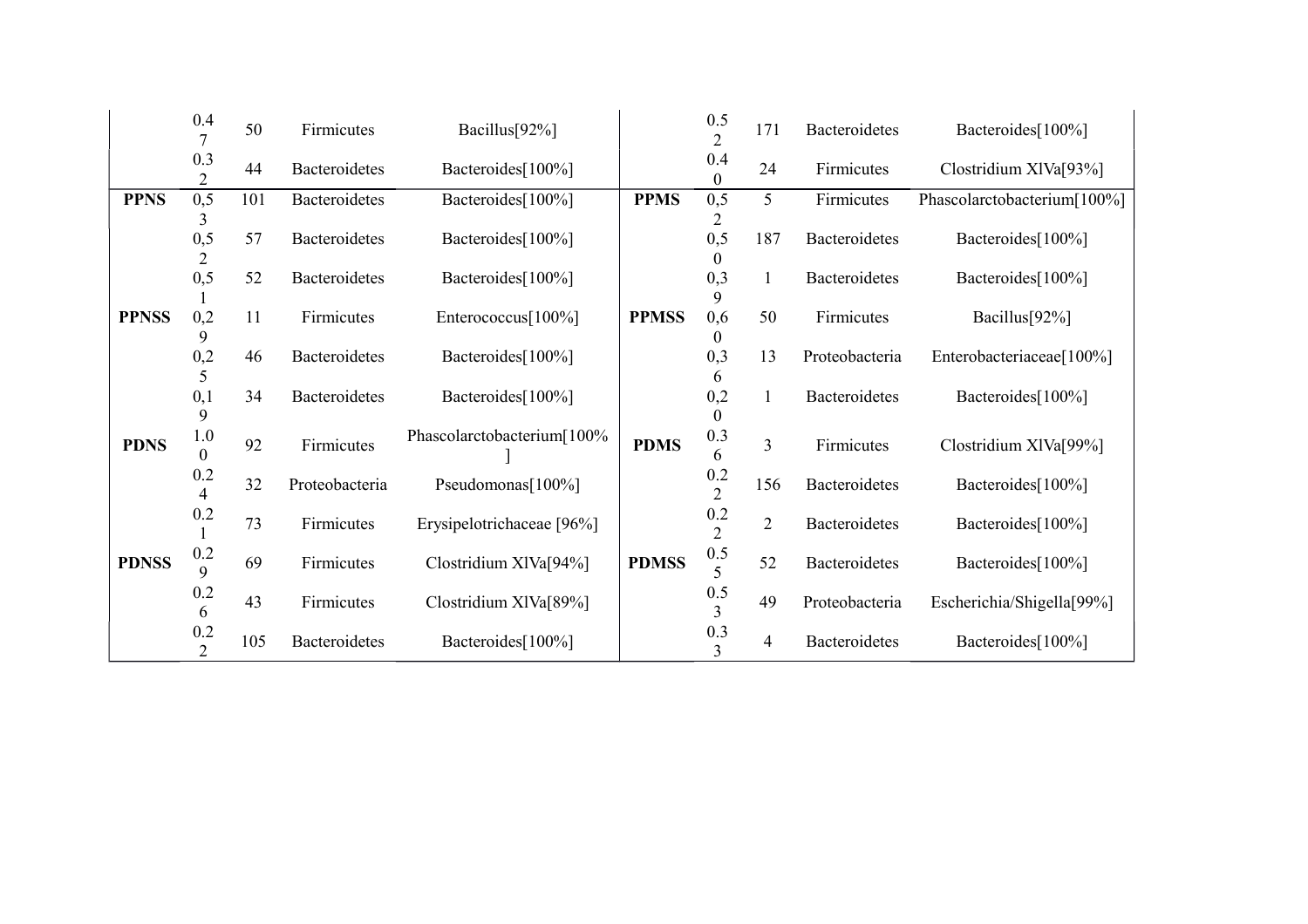| | | | | | | | | | |
|---|---|---|---|---|---|---|---|---|---|
| | 0.47 | 50 | Firmicutes | Bacillus[92%] | | 0.52 | 171 | Bacteroidetes | Bacteroides[100%] |
| | 0.32 | 44 | Bacteroidetes | Bacteroides[100%] | | 0.40 | 24 | Firmicutes | Clostridium XlVa[93%] |
| **PPNS** | 0,53 | 101 | Bacteroidetes | Bacteroides[100%] | **PPMS** | 0,52 | 5 | Firmicutes | Phascolarctobacterium[100%] |
| | 0,52 | 57 | Bacteroidetes | Bacteroides[100%] | | 0,50 | 187 | Bacteroidetes | Bacteroides[100%] |
| | 0,51 | 52 | Bacteroidetes | Bacteroides[100%] | | 0,39 | 1 | Bacteroidetes | Bacteroides[100%] |
| **PPNSS** | 0,29 | 11 | Firmicutes | Enterococcus[100%] | **PPMSS** | 0,60 | 50 | Firmicutes | Bacillus[92%] |
| | 0,25 | 46 | Bacteroidetes | Bacteroides[100%] | | 0,36 | 13 | Proteobacteria | Enterobacteriaceae[100%] |
| | 0,19 | 34 | Bacteroidetes | Bacteroides[100%] | | 0,20 | 1 | Bacteroidetes | Bacteroides[100%] |
| **PDNS** | 1.00 | 92 | Firmicutes | Phascolarctobacterium[100%] | **PDMS** | 0.36 | 3 | Firmicutes | Clostridium XlVa[99%] |
| | 0.24 | 32 | Proteobacteria | Pseudomonas[100%] | | 0.22 | 156 | Bacteroidetes | Bacteroides[100%] |
| | 0.21 | 73 | Firmicutes | Erysipelotrichaceae [96%] | | 0.22 | 2 | Bacteroidetes | Bacteroides[100%] |
| **PDNSS** | 0.29 | 69 | Firmicutes | Clostridium XlVa[94%] | **PDMSS** | 0.55 | 52 | Bacteroidetes | Bacteroides[100%] |
| | 0.26 | 43 | Firmicutes | Clostridium XlVa[89%] | | 0.53 | 49 | Proteobacteria | Escherichia/Shigella[99%] |
| | 0.22 | 105 | Bacteroidetes | Bacteroides[100%] | | 0.33 | 4 | Bacteroidetes | Bacteroides[100%] |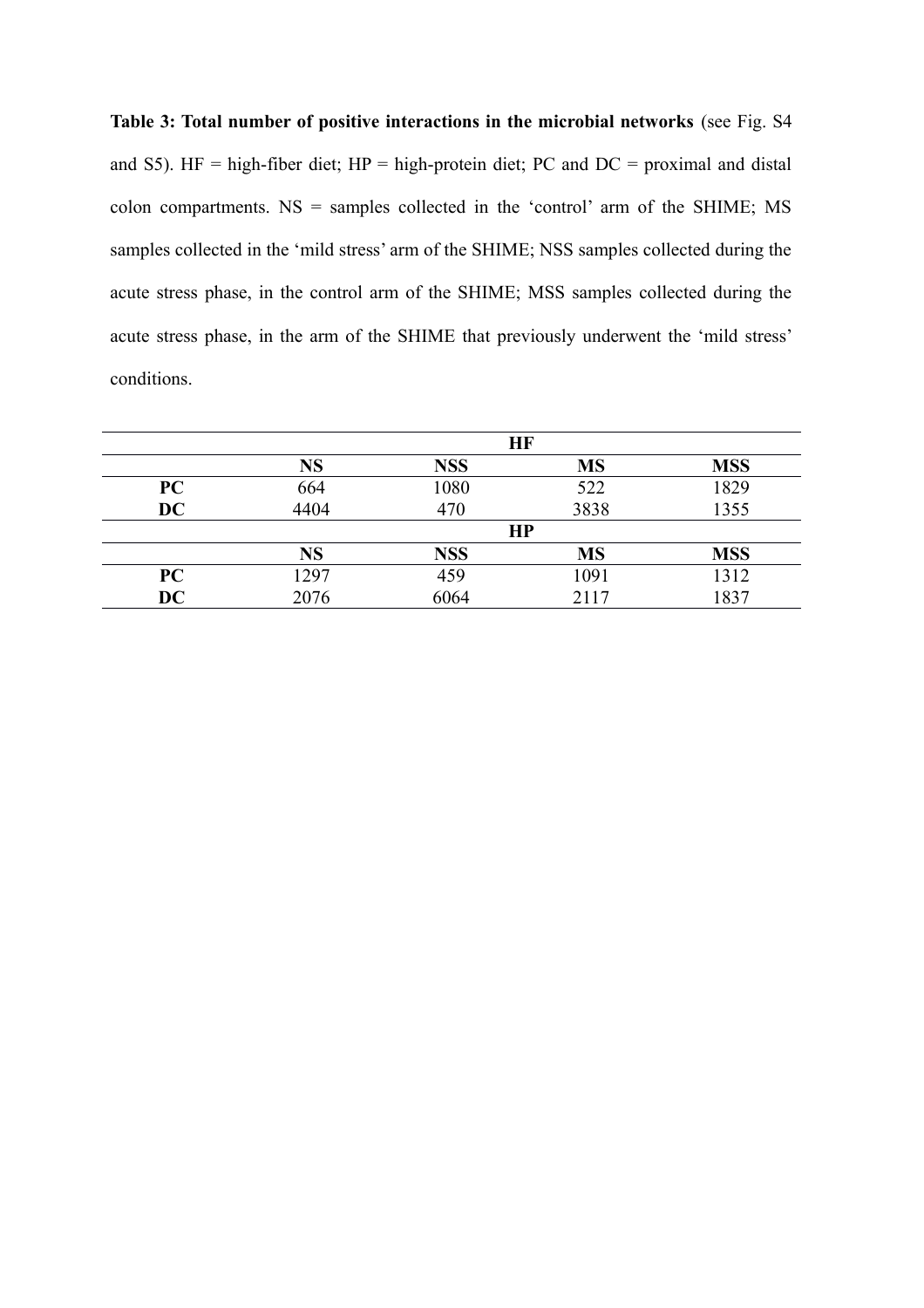**Table 3: Total number of positive interactions in the microbial networks** (see Fig. S4 and S5). HF = high-fiber diet; HP = high-protein diet; PC and DC = proximal and distal colon compartments. NS = samples collected in the 'control' arm of the SHIME; MS samples collected in the 'mild stress' arm of the SHIME; NSS samples collected during the acute stress phase, in the control arm of the SHIME; MSS samples collected during the acute stress phase, in the arm of the SHIME that previously underwent the 'mild stress' conditions.

| | **HF** | | | |
|---|---|---|---|---|
| | **NS** | **NSS** | **MS** | **MSS** |
| **PC** | 664 | 1080 | 522 | 1829 |
| **DC** | 4404 | 470 | 3838 | 1355 |
| | **HP** | | | |
| | **NS** | **NSS** | **MS** | **MSS** |
| **PC** | 1297 | 459 | 1091 | 1312 |
| **DC** | 2076 | 6064 | 2117 | 1837 |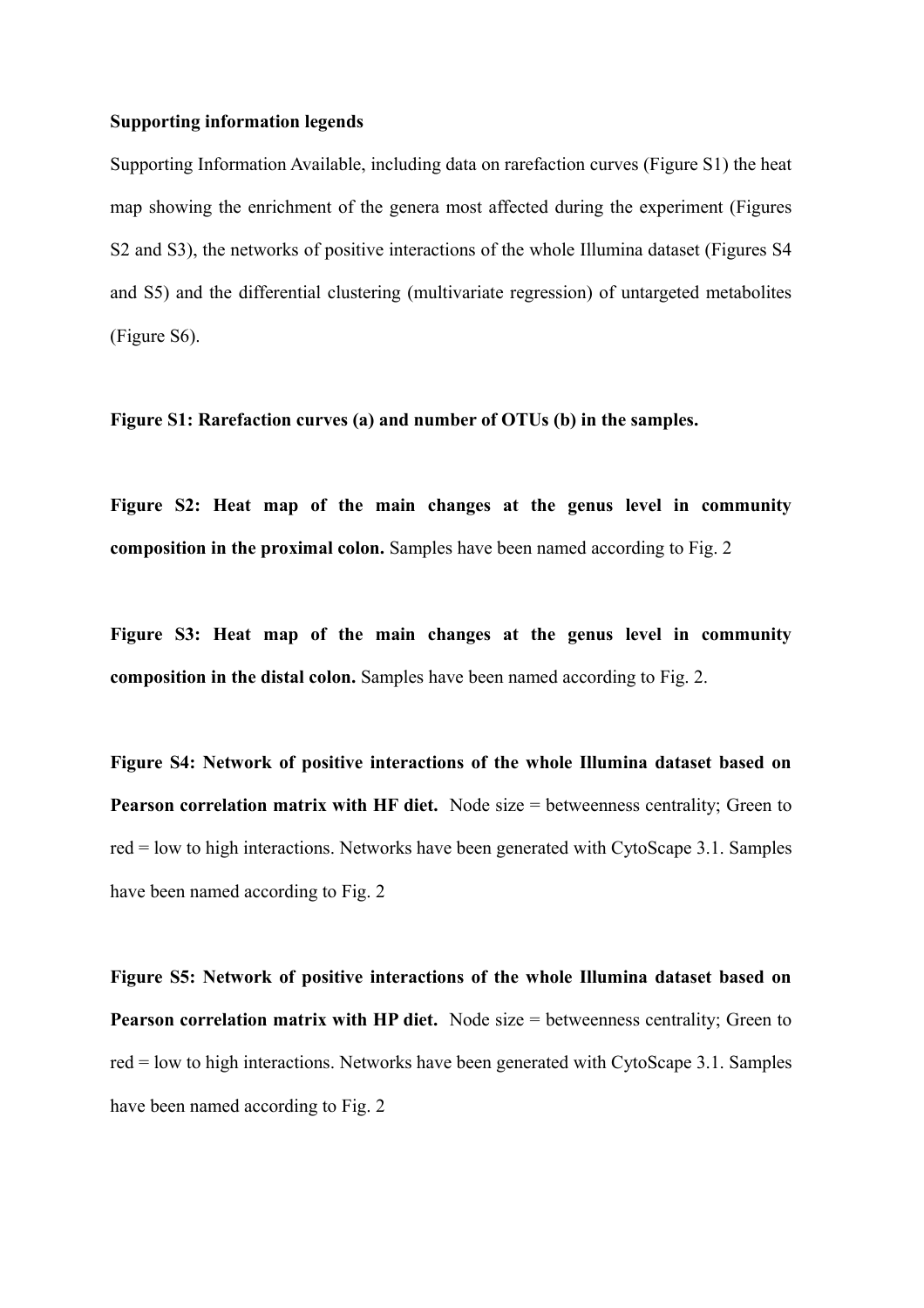**Supporting information legends**

Supporting Information Available, including data on rarefaction curves (Figure S1) the heat map showing the enrichment of the genera most affected during the experiment (Figures S2 and S3), the networks of positive interactions of the whole Illumina dataset (Figures S4 and S5) and the differential clustering (multivariate regression) of untargeted metabolites (Figure S6).

**Figure S1: Rarefaction curves (a) and number of OTUs (b) in the samples.**

**Figure S2: Heat map of the main changes at the genus level in community composition in the proximal colon.** Samples have been named according to Fig. 2

**Figure S3: Heat map of the main changes at the genus level in community composition in the distal colon.** Samples have been named according to Fig. 2.

**Figure S4: Network of positive interactions of the whole Illumina dataset based on Pearson correlation matrix with HF diet.** Node size = betweenness centrality; Green to red = low to high interactions. Networks have been generated with CytoScape 3.1. Samples have been named according to Fig. 2

**Figure S5: Network of positive interactions of the whole Illumina dataset based on Pearson correlation matrix with HP diet.** Node size = betweenness centrality; Green to red = low to high interactions. Networks have been generated with CytoScape 3.1. Samples have been named according to Fig. 2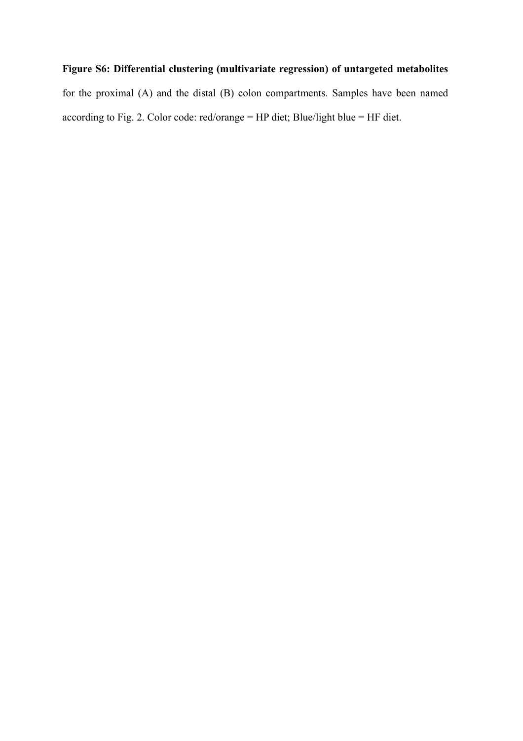**Figure S6: Differential clustering (multivariate regression) of untargeted metabolites** for the proximal (A) and the distal (B) colon compartments. Samples have been named according to Fig. 2. Color code: red/orange = HP diet; Blue/light blue = HF diet.